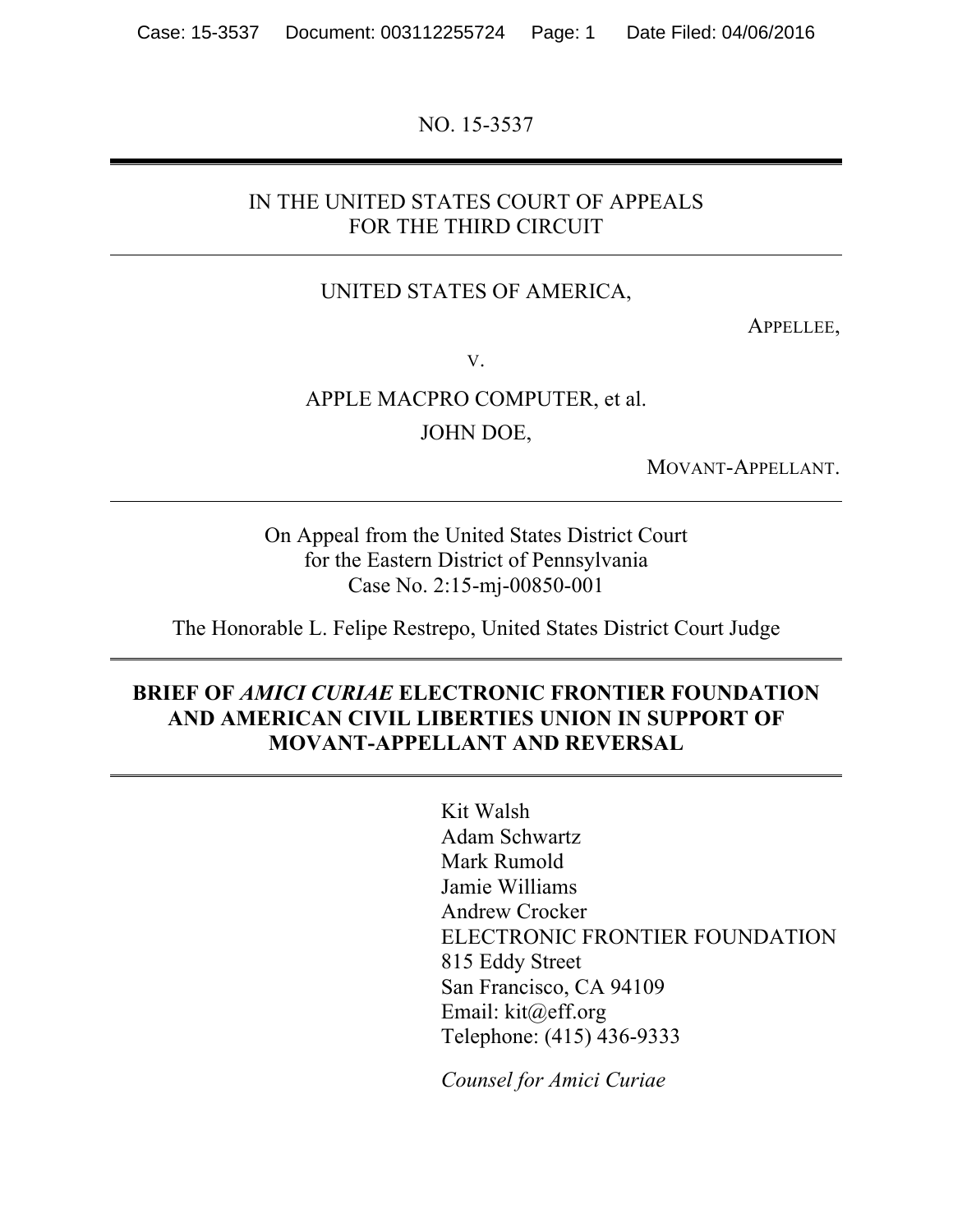NO. 15-3537

IN THE UNITED STATES COURT OF APPEALS
FOR THE THIRD CIRCUIT

UNITED STATES OF AMERICA,

APPELLEE,

V.

APPLE MACPRO COMPUTER, et al.

JOHN DOE,

MOVANT-APPELLANT.

On Appeal from the United States District Court
for the Eastern District of Pennsylvania
Case No. 2:15-mj-00850-001

The Honorable L. Felipe Restrepo, United States District Court Judge

**BRIEF OF *AMICI CURIAE* ELECTRONIC FRONTIER FOUNDATION AND AMERICAN CIVIL LIBERTIES UNION IN SUPPORT OF MOVANT-APPELLANT AND REVERSAL**

Kit Walsh
Adam Schwartz
Mark Rumold
Jamie Williams
Andrew Crocker
ELECTRONIC FRONTIER FOUNDATION
815 Eddy Street
San Francisco, CA 94109
Email: kit@eff.org
Telephone: (415) 436-9333

*Counsel for Amici Curiae*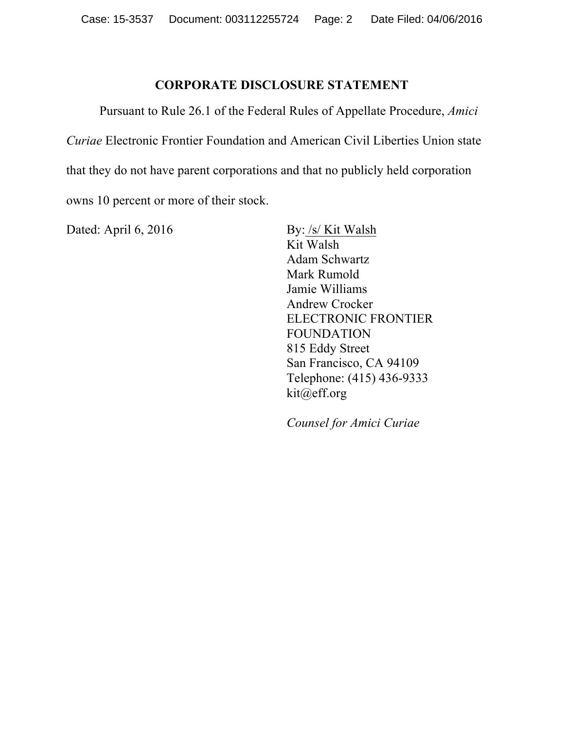## CORPORATE DISCLOSURE STATEMENT

Pursuant to Rule 26.1 of the Federal Rules of Appellate Procedure, *Amici Curiae* Electronic Frontier Foundation and American Civil Liberties Union state that they do not have parent corporations and that no publicly held corporation owns 10 percent or more of their stock.

Dated: April 6, 2016

By: /s/ Kit Walsh
Kit Walsh
Adam Schwartz
Mark Rumold
Jamie Williams
Andrew Crocker
ELECTRONIC FRONTIER FOUNDATION
815 Eddy Street
San Francisco, CA 94109
Telephone: (415) 436-9333
kit@eff.org

*Counsel for Amici Curiae*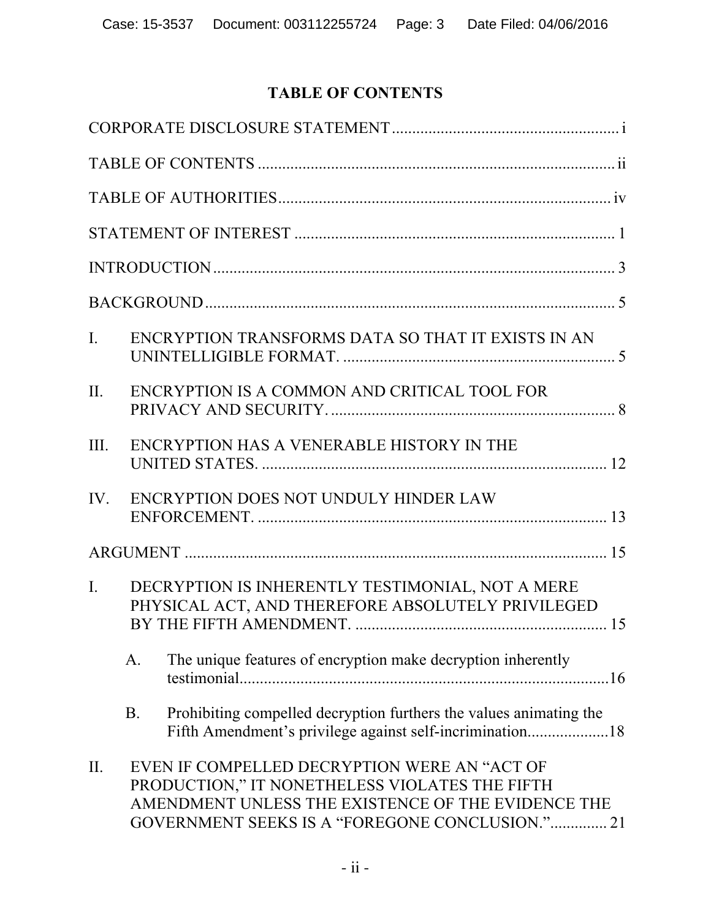# TABLE OF CONTENTS

CORPORATE DISCLOSURE STATEMENT ........................................................ i

TABLE OF CONTENTS ........................................................................................ ii

TABLE OF AUTHORITIES.................................................................................. iv

STATEMENT OF INTEREST ............................................................................... 1

INTRODUCTION .................................................................................................. 3

BACKGROUND ..................................................................................................... 5

I. ENCRYPTION TRANSFORMS DATA SO THAT IT EXISTS IN AN UNINTELLIGIBLE FORMAT. .................................................................... 5

II. ENCRYPTION IS A COMMON AND CRITICAL TOOL FOR PRIVACY AND SECURITY. ....................................................................... 8

III. ENCRYPTION HAS A VENERABLE HISTORY IN THE UNITED STATES. ...................................................................................... 12

IV. ENCRYPTION DOES NOT UNDULY HINDER LAW ENFORCEMENT. ....................................................................................... 13

ARGUMENT ......................................................................................................... 15

I. DECRYPTION IS INHERENTLY TESTIMONIAL, NOT A MERE PHYSICAL ACT, AND THEREFORE ABSOLUTELY PRIVILEGED BY THE FIFTH AMENDMENT. ............................................................... 15

   A. The unique features of encryption make decryption inherently testimonial...........................................................................................16

   B. Prohibiting compelled decryption furthers the values animating the Fifth Amendment's privilege against self-incrimination....................18

II. EVEN IF COMPELLED DECRYPTION WERE AN "ACT OF PRODUCTION," IT NONETHELESS VIOLATES THE FIFTH AMENDMENT UNLESS THE EXISTENCE OF THE EVIDENCE THE GOVERNMENT SEEKS IS A "FOREGONE CONCLUSION.".............. 21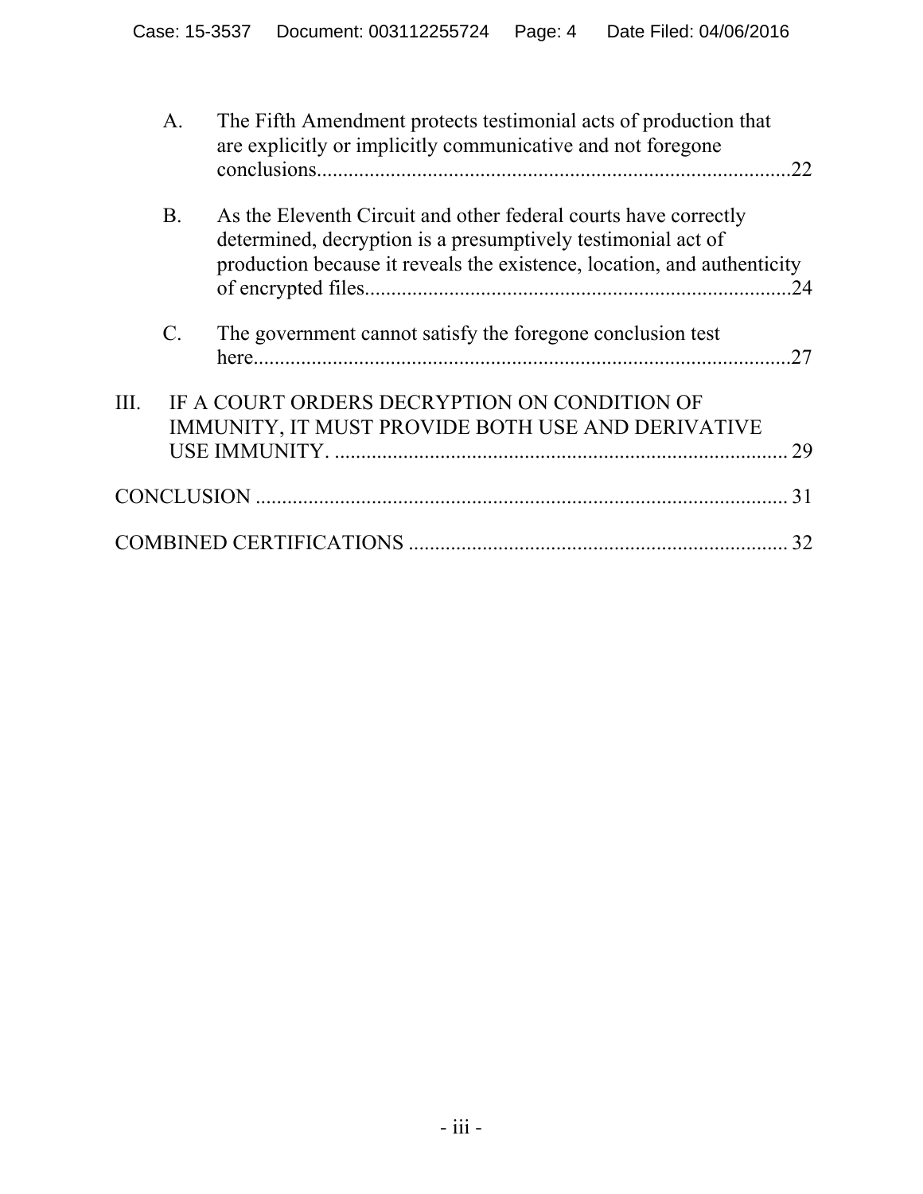A. The Fifth Amendment protects testimonial acts of production that are explicitly or implicitly communicative and not foregone conclusions..........................................................................................22

B. As the Eleventh Circuit and other federal courts have correctly determined, decryption is a presumptively testimonial act of production because it reveals the existence, location, and authenticity of encrypted files................................................................................24

C. The government cannot satisfy the foregone conclusion test here......................................................................................................27

III. IF A COURT ORDERS DECRYPTION ON CONDITION OF IMMUNITY, IT MUST PROVIDE BOTH USE AND DERIVATIVE USE IMMUNITY. ...................................................................................... 29

CONCLUSION ..................................................................................................... 31

COMBINED CERTIFICATIONS ....................................................................... 32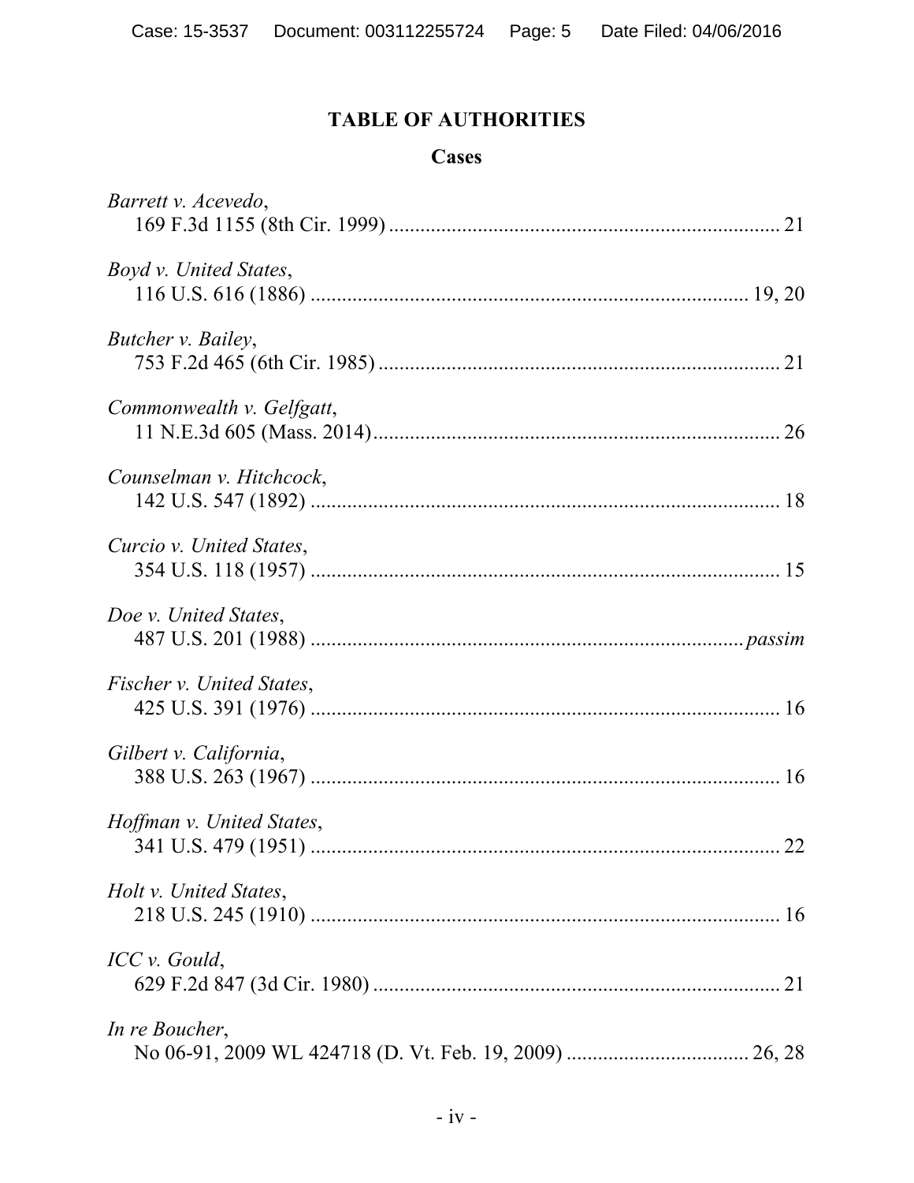# TABLE OF AUTHORITIES

## Cases

*Barrett v. Acevedo*,
169 F.3d 1155 (8th Cir. 1999) .......................................................................... 21

*Boyd v. United States*,
116 U.S. 616 (1886) .................................................................................. 19, 20

*Butcher v. Bailey*,
753 F.2d 465 (6th Cir. 1985) ............................................................................ 21

*Commonwealth v. Gelfgatt*,
11 N.E.3d 605 (Mass. 2014) ............................................................................. 26

*Counselman v. Hitchcock*,
142 U.S. 547 (1892) ......................................................................................... 18

*Curcio v. United States*,
354 U.S. 118 (1957) ......................................................................................... 15

*Doe v. United States*,
487 U.S. 201 (1988) ...................................................................................... *passim*

*Fischer v. United States*,
425 U.S. 391 (1976) ......................................................................................... 16

*Gilbert v. California*,
388 U.S. 263 (1967) ......................................................................................... 16

*Hoffman v. United States*,
341 U.S. 479 (1951) ......................................................................................... 22

*Holt v. United States*,
218 U.S. 245 (1910) ......................................................................................... 16

*ICC v. Gould*,
629 F.2d 847 (3d Cir. 1980) ............................................................................. 21

*In re Boucher*,
No 06-91, 2009 WL 424718 (D. Vt. Feb. 19, 2009) .................................. 26, 28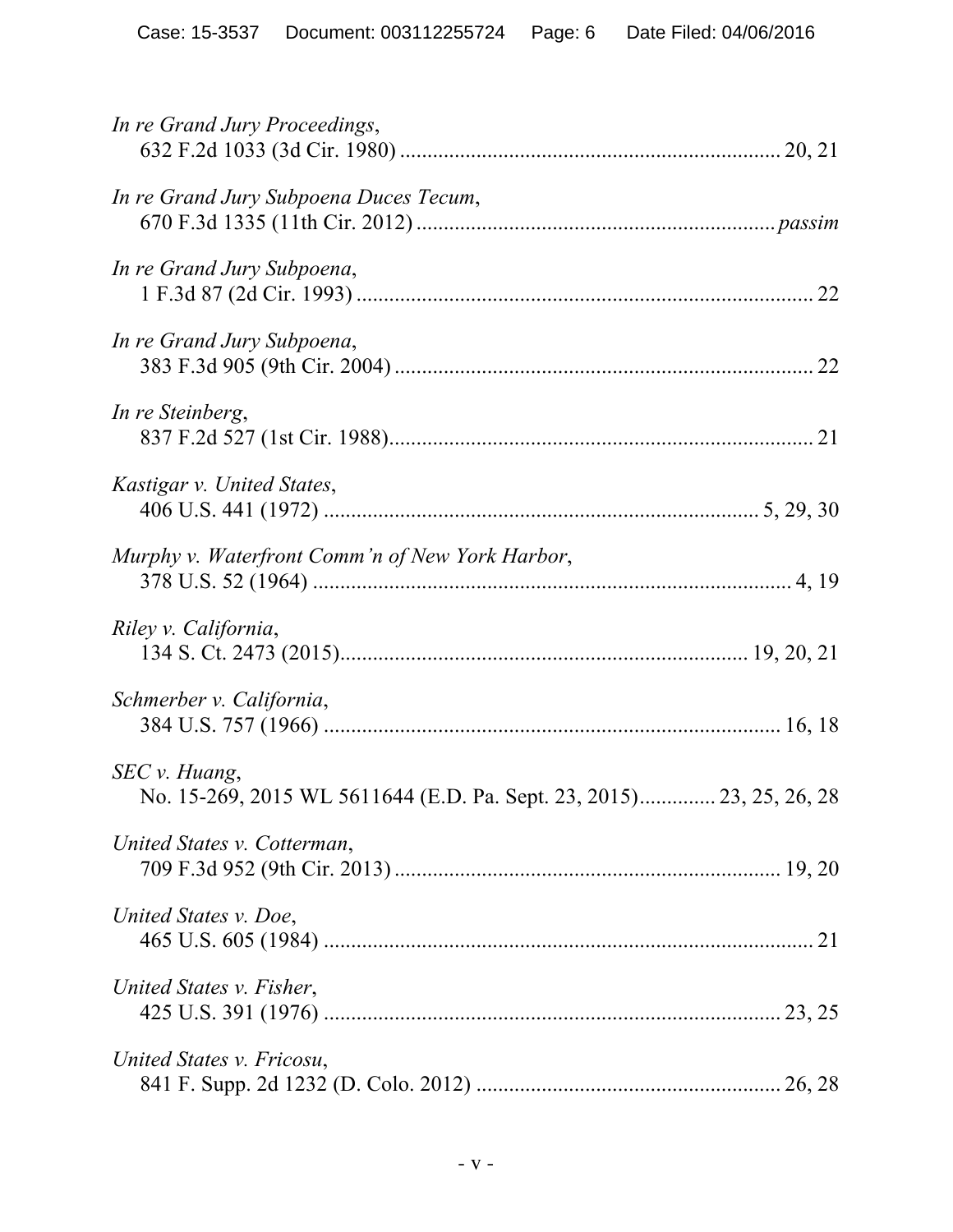*In re Grand Jury Proceedings*,
632 F.2d 1033 (3d Cir. 1980) .................................................................... 20, 21

*In re Grand Jury Subpoena Duces Tecum*,
670 F.3d 1335 (11th Cir. 2012) ................................................................ *passim*

*In re Grand Jury Subpoena*,
1 F.3d 87 (2d Cir. 1993) ................................................................................... 22

*In re Grand Jury Subpoena*,
383 F.3d 905 (9th Cir. 2004) ........................................................................... 22

*In re Steinberg*,
837 F.2d 527 (1st Cir. 1988)............................................................................. 21

*Kastigar v. United States*,
406 U.S. 441 (1972) ............................................................................... 5, 29, 30

*Murphy v. Waterfront Comm'n of New York Harbor*,
378 U.S. 52 (1964) ........................................................................................ 4, 19

*Riley v. California*,
134 S. Ct. 2473 (2015)......................................................................... 19, 20, 21

*Schmerber v. California*,
384 U.S. 757 (1966) ...................................................................................... 16, 18

*SEC v. Huang*,
No. 15-269, 2015 WL 5611644 (E.D. Pa. Sept. 23, 2015)............. 23, 25, 26, 28

*United States v. Cotterman*,
709 F.3d 952 (9th Cir. 2013) ...................................................................... 19, 20

*United States v. Doe*,
465 U.S. 605 (1984) ........................................................................................ 21

*United States v. Fisher*,
425 U.S. 391 (1976) ................................................................................... 23, 25

*United States v. Fricosu*,
841 F. Supp. 2d 1232 (D. Colo. 2012) ....................................................... 26, 28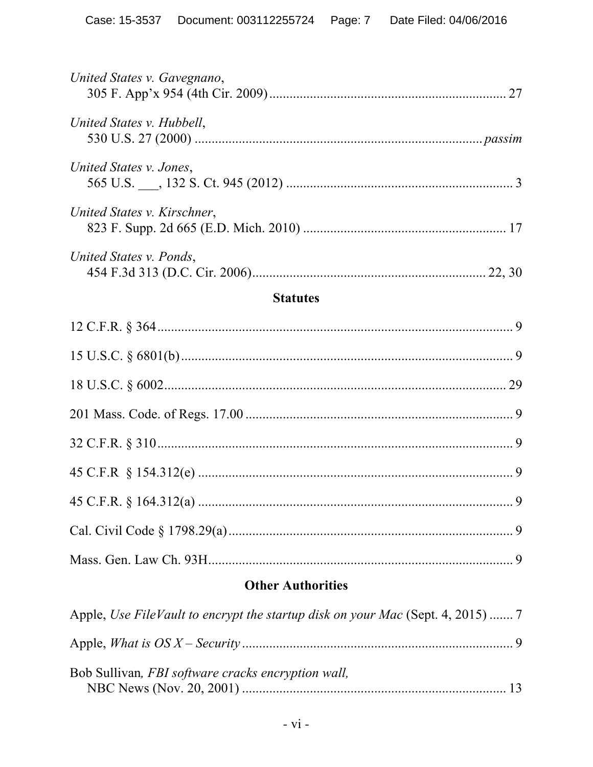*United States v. Gavegnano*,
305 F. App'x 954 (4th Cir. 2009) ..................................................................... 27

*United States v. Hubbell*,
530 U.S. 27 (2000) .................................................................................... *passim*

*United States v. Jones*,
565 U.S. ___, 132 S. Ct. 945 (2012) .................................................................. 3

*United States v. Kirschner*,
823 F. Supp. 2d 665 (E.D. Mich. 2010) ............................................................ 17

*United States v. Ponds*,
454 F.3d 313 (D.C. Cir. 2006) ................................................................... 22, 30

## Statutes

12 C.F.R. § 364 ........................................................................................................ 9

15 U.S.C. § 6801(b) .................................................................................................. 9

18 U.S.C. § 6002 ..................................................................................................... 29

201 Mass. Code. of Regs. 17.00 ............................................................................... 9

32 C.F.R. § 310 ........................................................................................................ 9

45 C.F.R  § 154.312(e) ............................................................................................. 9

45 C.F.R. § 164.312(a) ............................................................................................. 9

Cal. Civil Code § 1798.29(a) .................................................................................... 9

Mass. Gen. Law Ch. 93H .......................................................................................... 9

## Other Authorities

Apple, *Use FileVault to encrypt the startup disk on your Mac* (Sept. 4, 2015) ....... 7

Apple, *What is OS X – Security* ................................................................................ 9

Bob Sullivan, *FBI software cracks encryption wall,*
NBC News (Nov. 20, 2001) .............................................................................. 13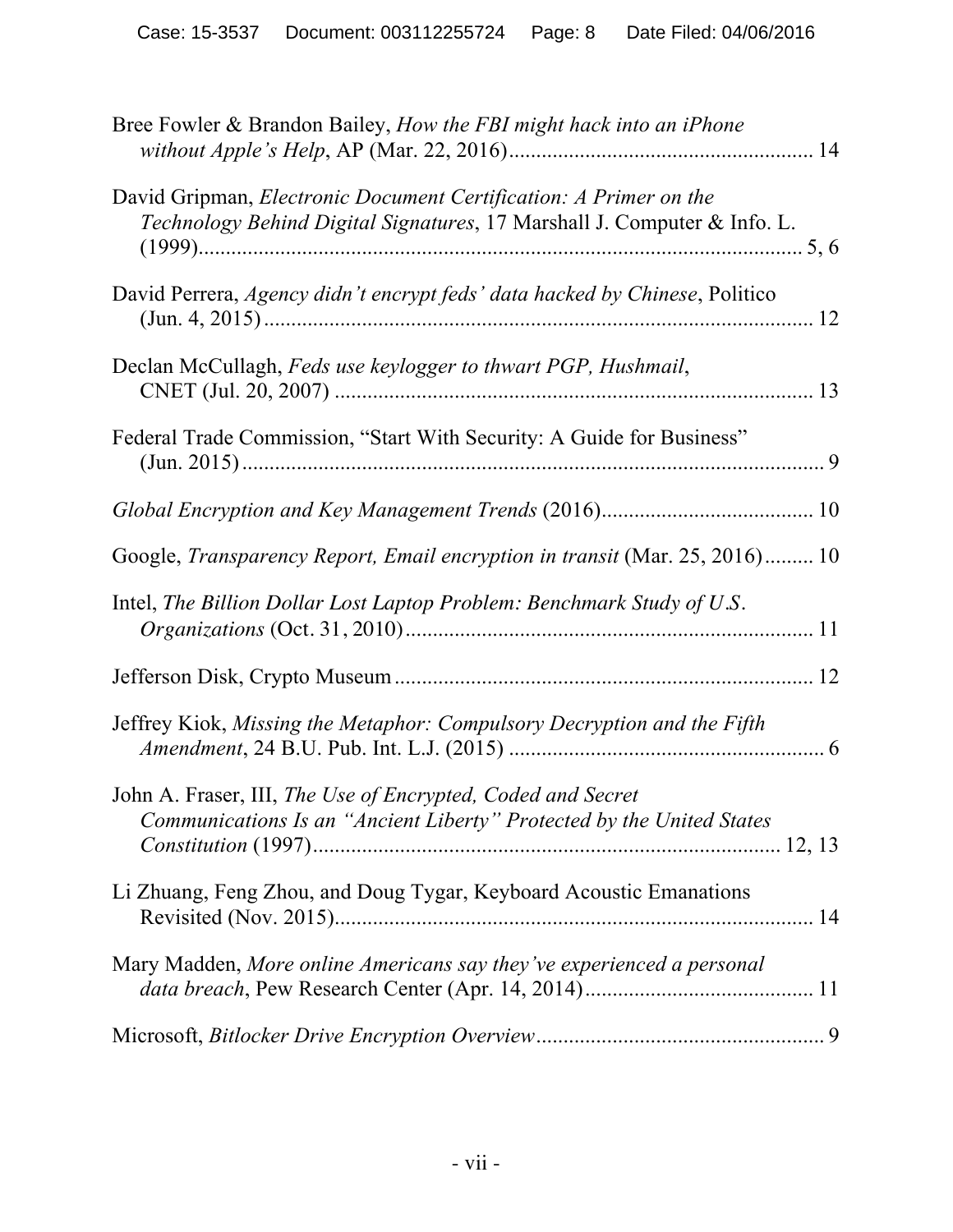Bree Fowler & Brandon Bailey, *How the FBI might hack into an iPhone without Apple's Help*, AP (Mar. 22, 2016) ........................................................ 14

David Gripman, *Electronic Document Certification: A Primer on the Technology Behind Digital Signatures*, 17 Marshall J. Computer & Info. L. (1999) ................................................................................................ 5, 6

David Perrera, *Agency didn't encrypt feds' data hacked by Chinese*, Politico (Jun. 4, 2015) ..................................................................................................... 12

Declan McCullagh, *Feds use keylogger to thwart PGP, Hushmail*, CNET (Jul. 20, 2007) ........................................................................................ 13

Federal Trade Commission, "Start With Security: A Guide for Business" (Jun. 2015) .......................................................................................................... 9

*Global Encryption and Key Management Trends* (2016) ....................................... 10

Google, *Transparency Report, Email encryption in transit* (Mar. 25, 2016) ......... 10

Intel, *The Billion Dollar Lost Laptop Problem: Benchmark Study of U.S. Organizations* (Oct. 31, 2010) .......................................................................... 11

Jefferson Disk, Crypto Museum ............................................................................. 12

Jeffrey Kiok, *Missing the Metaphor: Compulsory Decryption and the Fifth Amendment*, 24 B.U. Pub. Int. L.J. (2015) .......................................................... 6

John A. Fraser, III, *The Use of Encrypted, Coded and Secret Communications Is an "Ancient Liberty" Protected by the United States Constitution* (1997) ..................................................................................... 12, 13

Li Zhuang, Feng Zhou, and Doug Tygar, Keyboard Acoustic Emanations Revisited (Nov. 2015) ....................................................................................... 14

Mary Madden, *More online Americans say they've experienced a personal data breach*, Pew Research Center (Apr. 14, 2014) .......................................... 11

Microsoft, *Bitlocker Drive Encryption Overview* ..................................................... 9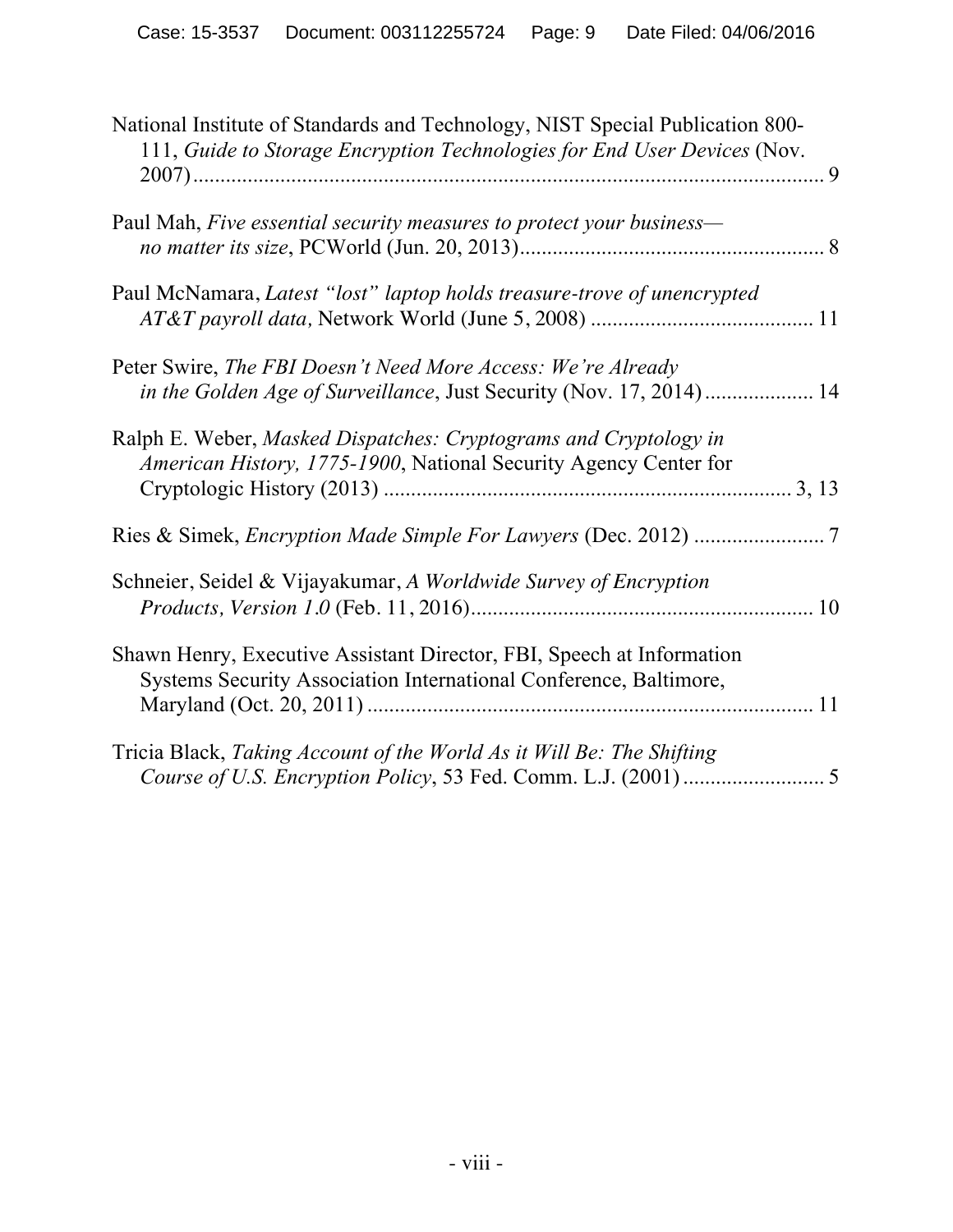National Institute of Standards and Technology, NIST Special Publication 800-111, *Guide to Storage Encryption Technologies for End User Devices* (Nov. 2007) ........................................................................................................ 9

Paul Mah, *Five essential security measures to protect your business—no matter its size*, PCWorld (Jun. 20, 2013) ........................................................ 8

Paul McNamara, *Latest "lost" laptop holds treasure-trove of unencrypted AT&T payroll data,* Network World (June 5, 2008) ......................................... 11

Peter Swire, *The FBI Doesn't Need More Access: We're Already in the Golden Age of Surveillance*, Just Security (Nov. 17, 2014) .................... 14

Ralph E. Weber, *Masked Dispatches: Cryptograms and Cryptology in American History, 1775-1900*, National Security Agency Center for Cryptologic History (2013) ........................................................................... 3, 13

Ries & Simek, *Encryption Made Simple For Lawyers* (Dec. 2012) ........................ 7

Schneier, Seidel & Vijayakumar, *A Worldwide Survey of Encryption Products, Version 1.0* (Feb. 11, 2016) .............................................................. 10

Shawn Henry, Executive Assistant Director, FBI, Speech at Information Systems Security Association International Conference, Baltimore, Maryland (Oct. 20, 2011) ................................................................................. 11

Tricia Black, *Taking Account of the World As it Will Be: The Shifting Course of U.S. Encryption Policy*, 53 Fed. Comm. L.J. (2001) .......................... 5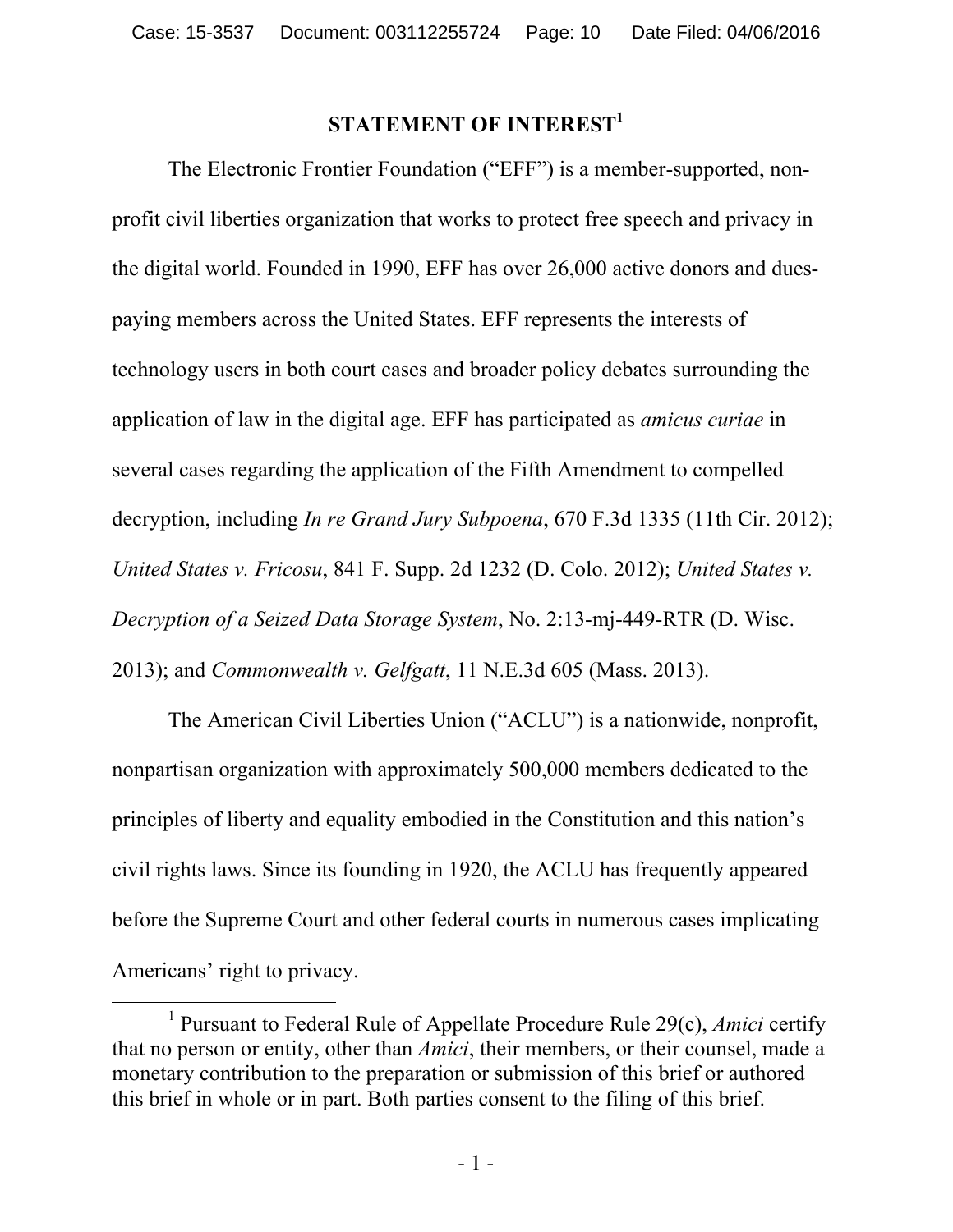## STATEMENT OF INTEREST[1]

The Electronic Frontier Foundation ("EFF") is a member-supported, non-profit civil liberties organization that works to protect free speech and privacy in the digital world. Founded in 1990, EFF has over 26,000 active donors and dues-paying members across the United States. EFF represents the interests of technology users in both court cases and broader policy debates surrounding the application of law in the digital age. EFF has participated as *amicus curiae* in several cases regarding the application of the Fifth Amendment to compelled decryption, including *In re Grand Jury Subpoena*, 670 F.3d 1335 (11th Cir. 2012); *United States v. Fricosu*, 841 F. Supp. 2d 1232 (D. Colo. 2012); *United States v. Decryption of a Seized Data Storage System*, No. 2:13-mj-449-RTR (D. Wisc. 2013); and *Commonwealth v. Gelfgatt*, 11 N.E.3d 605 (Mass. 2013).

The American Civil Liberties Union ("ACLU") is a nationwide, nonprofit, nonpartisan organization with approximately 500,000 members dedicated to the principles of liberty and equality embodied in the Constitution and this nation's civil rights laws. Since its founding in 1920, the ACLU has frequently appeared before the Supreme Court and other federal courts in numerous cases implicating Americans' right to privacy.

---

[1] Pursuant to Federal Rule of Appellate Procedure Rule 29(c), *Amici* certify that no person or entity, other than *Amici*, their members, or their counsel, made a monetary contribution to the preparation or submission of this brief or authored this brief in whole or in part. Both parties consent to the filing of this brief.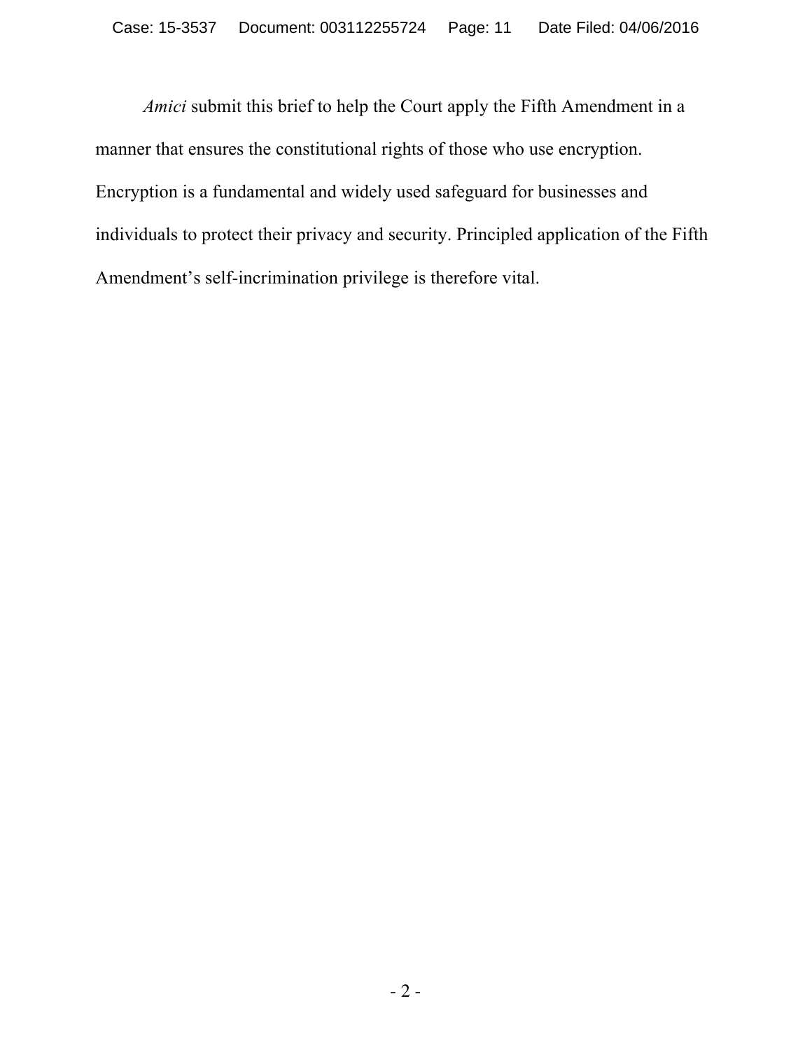*Amici* submit this brief to help the Court apply the Fifth Amendment in a manner that ensures the constitutional rights of those who use encryption. Encryption is a fundamental and widely used safeguard for businesses and individuals to protect their privacy and security. Principled application of the Fifth Amendment's self-incrimination privilege is therefore vital.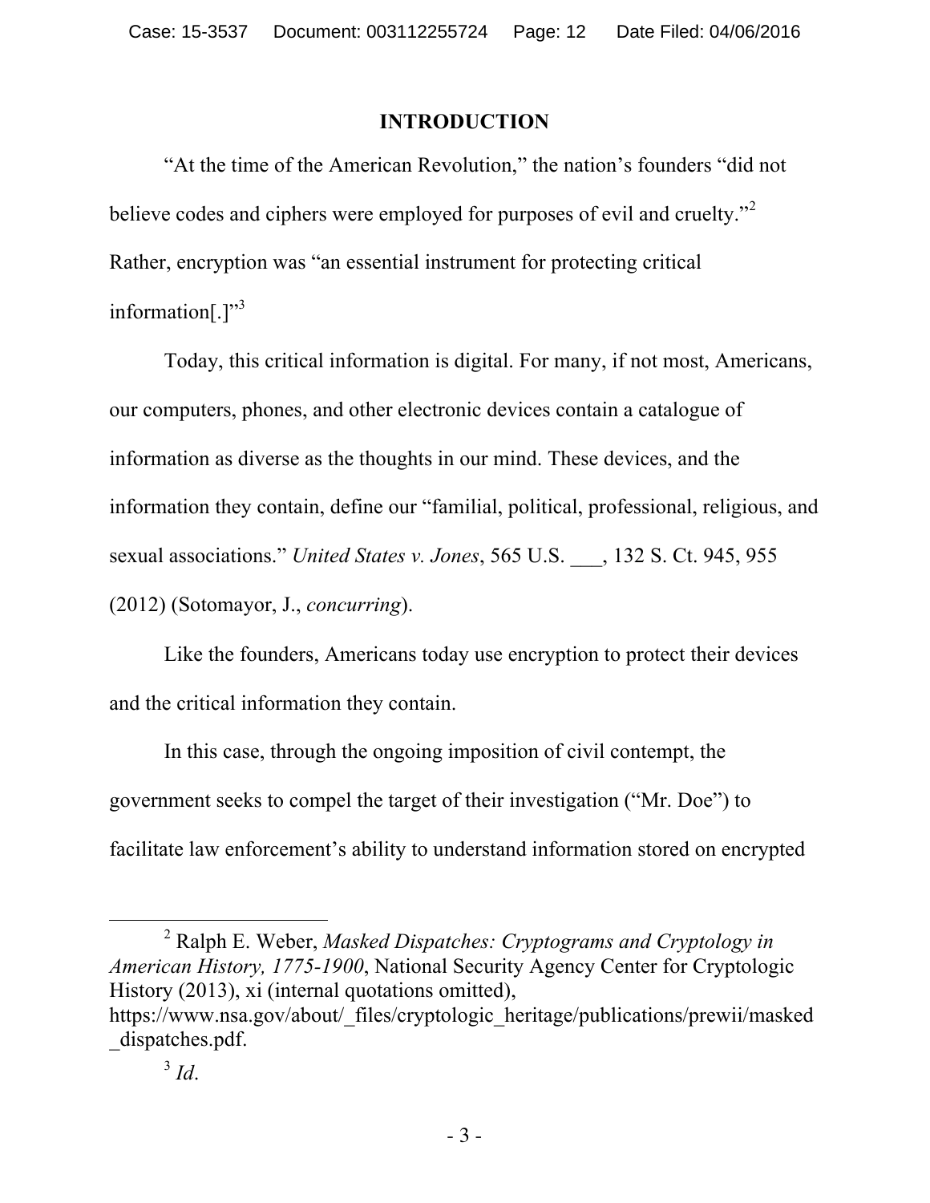## INTRODUCTION

"At the time of the American Revolution," the nation's founders "did not believe codes and ciphers were employed for purposes of evil and cruelty."[2] Rather, encryption was "an essential instrument for protecting critical information[.]"[3]

Today, this critical information is digital. For many, if not most, Americans, our computers, phones, and other electronic devices contain a catalogue of information as diverse as the thoughts in our mind. These devices, and the information they contain, define our "familial, political, professional, religious, and sexual associations." *United States v. Jones*, 565 U.S. ___, 132 S. Ct. 945, 955 (2012) (Sotomayor, J., *concurring*).

Like the founders, Americans today use encryption to protect their devices and the critical information they contain.

In this case, through the ongoing imposition of civil contempt, the government seeks to compel the target of their investigation ("Mr. Doe") to facilitate law enforcement's ability to understand information stored on encrypted

---

[2] Ralph E. Weber, *Masked Dispatches: Cryptograms and Cryptology in American History, 1775-1900*, National Security Agency Center for Cryptologic History (2013), xi (internal quotations omitted), https://www.nsa.gov/about/_files/cryptologic_heritage/publications/prewii/masked_dispatches.pdf.

[3] *Id*.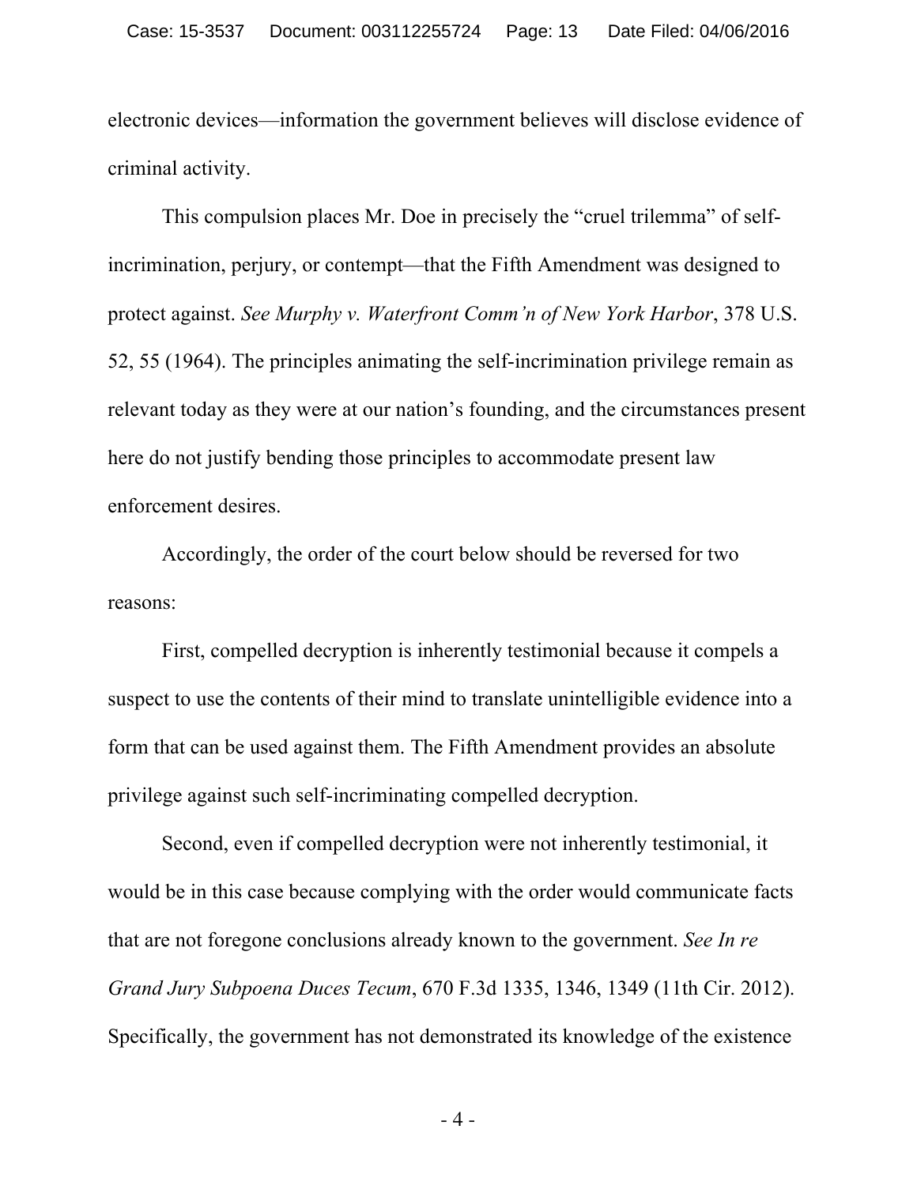electronic devices—information the government believes will disclose evidence of criminal activity.

This compulsion places Mr. Doe in precisely the "cruel trilemma" of self-incrimination, perjury, or contempt—that the Fifth Amendment was designed to protect against. *See Murphy v. Waterfront Comm'n of New York Harbor*, 378 U.S. 52, 55 (1964). The principles animating the self-incrimination privilege remain as relevant today as they were at our nation's founding, and the circumstances present here do not justify bending those principles to accommodate present law enforcement desires.

Accordingly, the order of the court below should be reversed for two reasons:

First, compelled decryption is inherently testimonial because it compels a suspect to use the contents of their mind to translate unintelligible evidence into a form that can be used against them. The Fifth Amendment provides an absolute privilege against such self-incriminating compelled decryption.

Second, even if compelled decryption were not inherently testimonial, it would be in this case because complying with the order would communicate facts that are not foregone conclusions already known to the government. *See In re Grand Jury Subpoena Duces Tecum*, 670 F.3d 1335, 1346, 1349 (11th Cir. 2012). Specifically, the government has not demonstrated its knowledge of the existence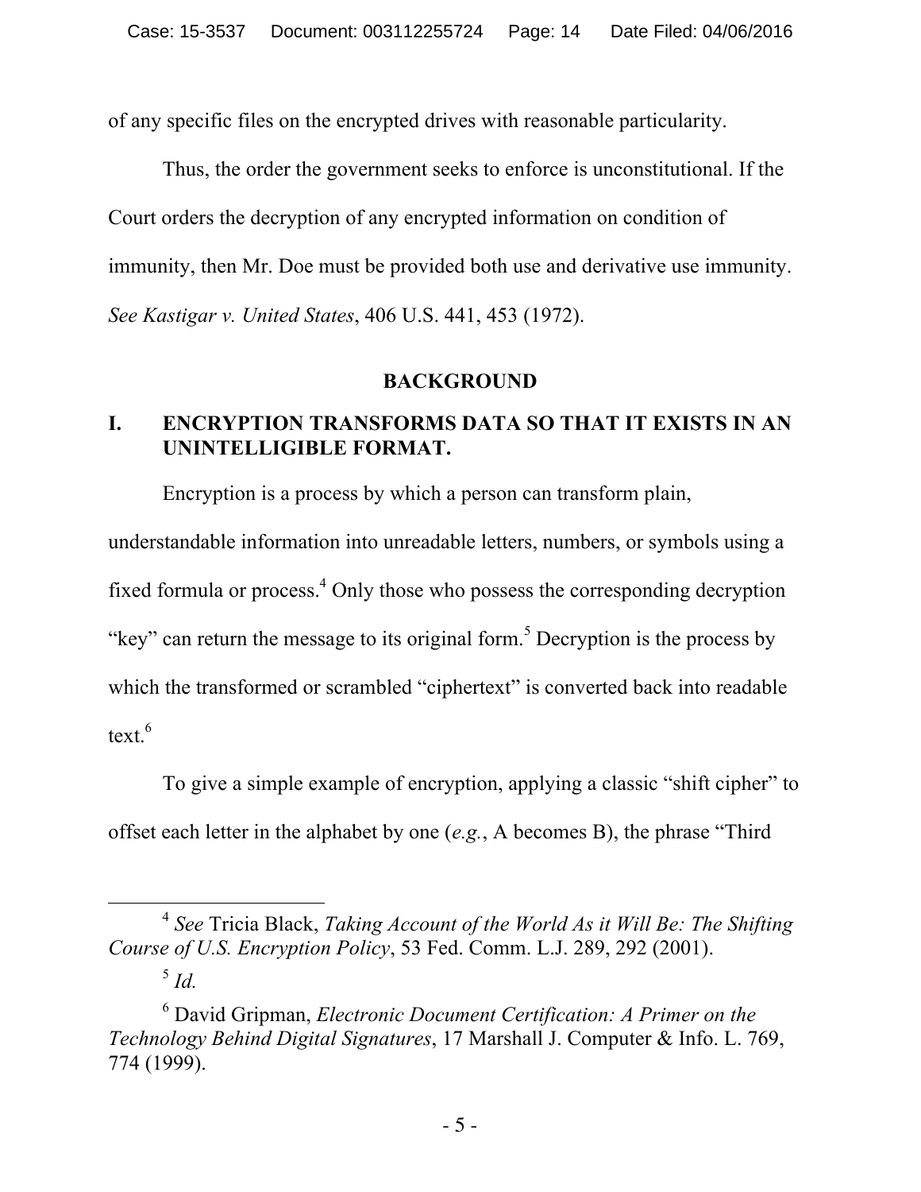of any specific files on the encrypted drives with reasonable particularity.

Thus, the order the government seeks to enforce is unconstitutional. If the Court orders the decryption of any encrypted information on condition of immunity, then Mr. Doe must be provided both use and derivative use immunity. *See Kastigar v. United States*, 406 U.S. 441, 453 (1972).

## BACKGROUND

### I. ENCRYPTION TRANSFORMS DATA SO THAT IT EXISTS IN AN UNINTELLIGIBLE FORMAT.

Encryption is a process by which a person can transform plain, understandable information into unreadable letters, numbers, or symbols using a fixed formula or process.[4] Only those who possess the corresponding decryption "key" can return the message to its original form.[5] Decryption is the process by which the transformed or scrambled "ciphertext" is converted back into readable text.[6]

To give a simple example of encryption, applying a classic "shift cipher" to offset each letter in the alphabet by one (*e.g.*, A becomes B), the phrase "Third

---

[4] *See* Tricia Black, *Taking Account of the World As it Will Be: The Shifting Course of U.S. Encryption Policy*, 53 Fed. Comm. L.J. 289, 292 (2001).

[5] *Id.*

[6] David Gripman, *Electronic Document Certification: A Primer on the Technology Behind Digital Signatures*, 17 Marshall J. Computer & Info. L. 769, 774 (1999).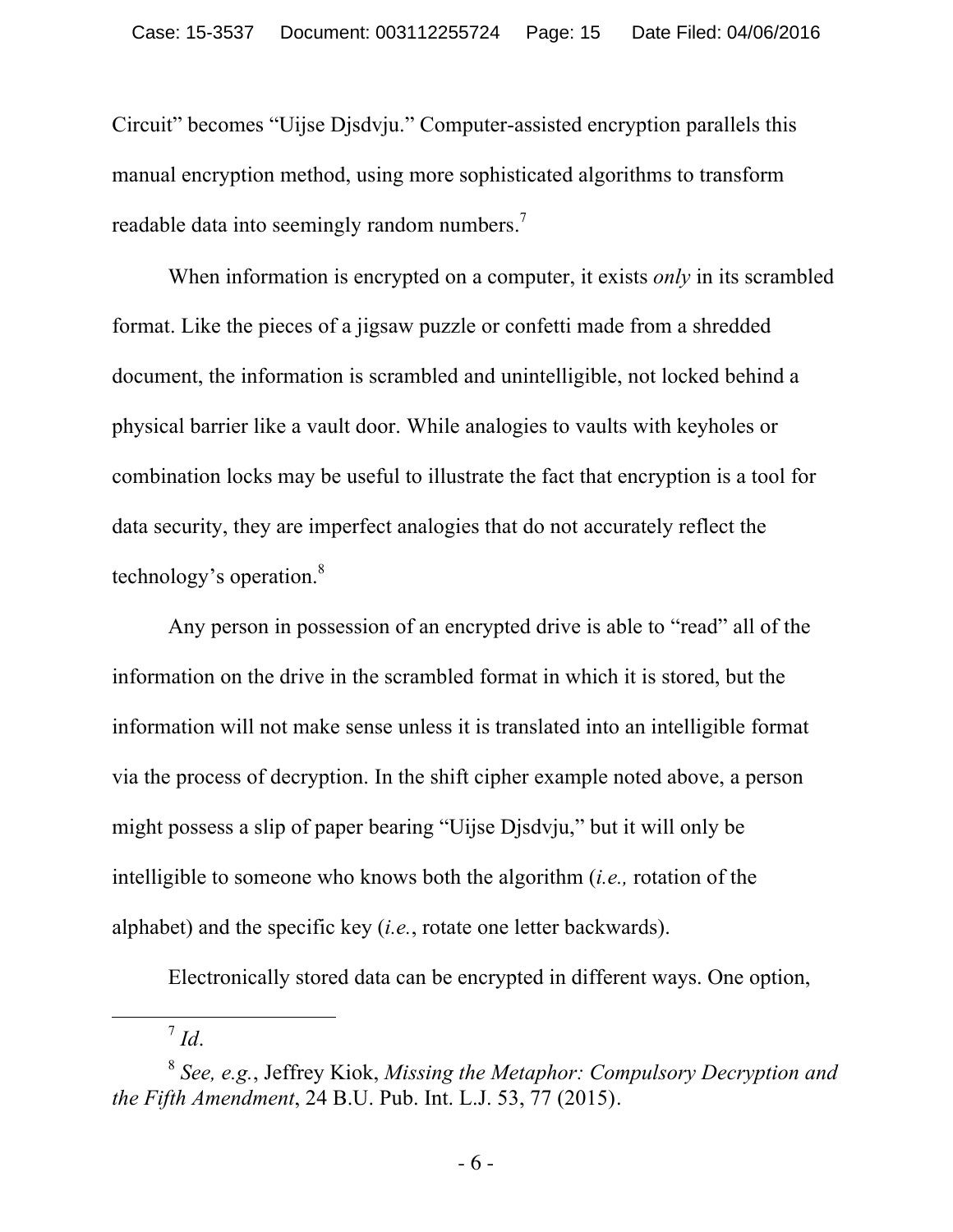Circuit" becomes "Uijse Djsdvju." Computer-assisted encryption parallels this manual encryption method, using more sophisticated algorithms to transform readable data into seemingly random numbers.[7]

When information is encrypted on a computer, it exists *only* in its scrambled format. Like the pieces of a jigsaw puzzle or confetti made from a shredded document, the information is scrambled and unintelligible, not locked behind a physical barrier like a vault door. While analogies to vaults with keyholes or combination locks may be useful to illustrate the fact that encryption is a tool for data security, they are imperfect analogies that do not accurately reflect the technology's operation.[8]

Any person in possession of an encrypted drive is able to "read" all of the information on the drive in the scrambled format in which it is stored, but the information will not make sense unless it is translated into an intelligible format via the process of decryption. In the shift cipher example noted above, a person might possess a slip of paper bearing "Uijse Djsdvju," but it will only be intelligible to someone who knows both the algorithm (*i.e.,* rotation of the alphabet) and the specific key (*i.e.*, rotate one letter backwards).

Electronically stored data can be encrypted in different ways. One option,

---

[7] *Id*.

[8] *See, e.g.*, Jeffrey Kiok, *Missing the Metaphor: Compulsory Decryption and the Fifth Amendment*, 24 B.U. Pub. Int. L.J. 53, 77 (2015).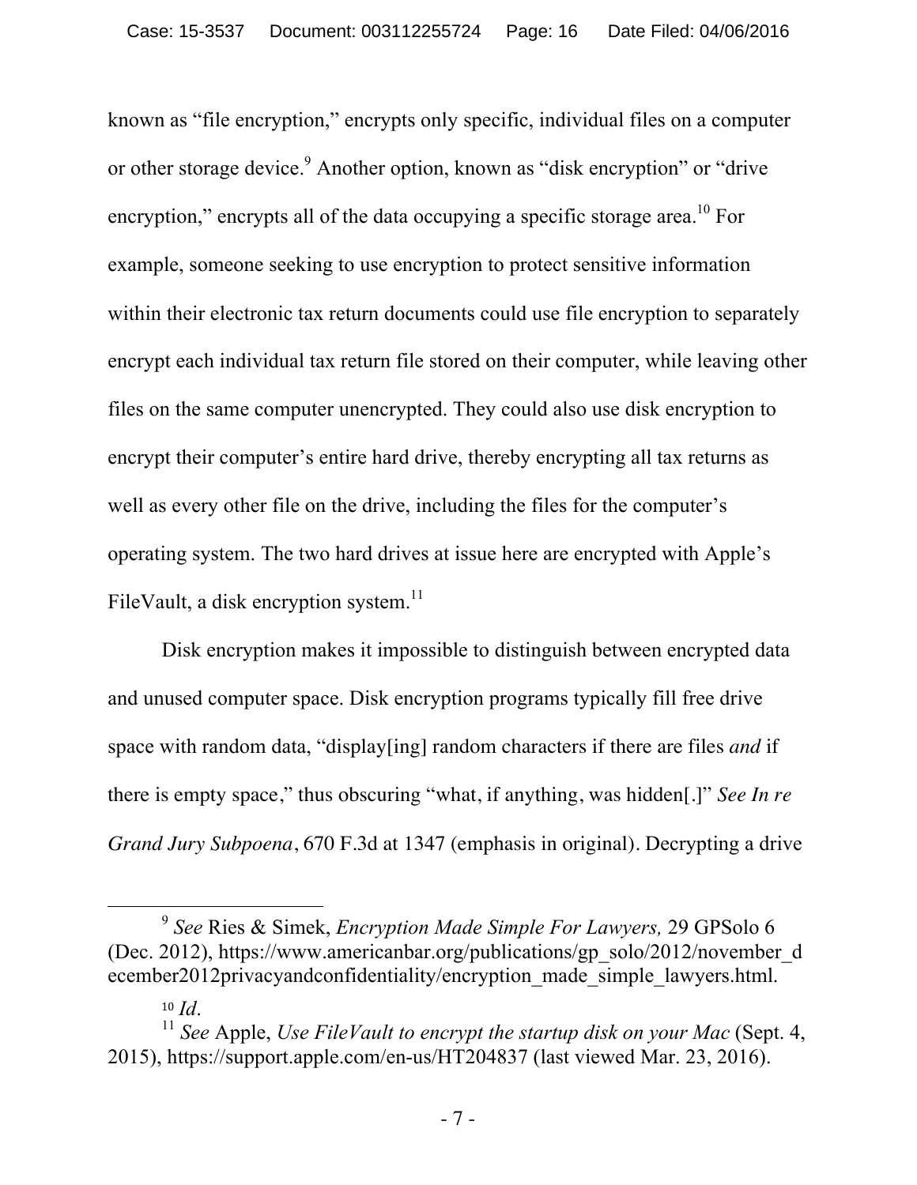known as "file encryption," encrypts only specific, individual files on a computer or other storage device.[9] Another option, known as "disk encryption" or "drive encryption," encrypts all of the data occupying a specific storage area.[10] For example, someone seeking to use encryption to protect sensitive information within their electronic tax return documents could use file encryption to separately encrypt each individual tax return file stored on their computer, while leaving other files on the same computer unencrypted. They could also use disk encryption to encrypt their computer's entire hard drive, thereby encrypting all tax returns as well as every other file on the drive, including the files for the computer's operating system. The two hard drives at issue here are encrypted with Apple's FileVault, a disk encryption system.[11]

Disk encryption makes it impossible to distinguish between encrypted data and unused computer space. Disk encryption programs typically fill free drive space with random data, "display[ing] random characters if there are files *and* if there is empty space," thus obscuring "what, if anything, was hidden[.]" *See In re Grand Jury Subpoena*, 670 F.3d at 1347 (emphasis in original). Decrypting a drive

---

[9] *See* Ries & Simek, *Encryption Made Simple For Lawyers,* 29 GPSolo 6 (Dec. 2012), https://www.americanbar.org/publications/gp_solo/2012/november_december2012privacyandconfidentiality/encryption_made_simple_lawyers.html.

[10] *Id*.

[11] *See* Apple, *Use FileVault to encrypt the startup disk on your Mac* (Sept. 4, 2015), https://support.apple.com/en-us/HT204837 (last viewed Mar. 23, 2016).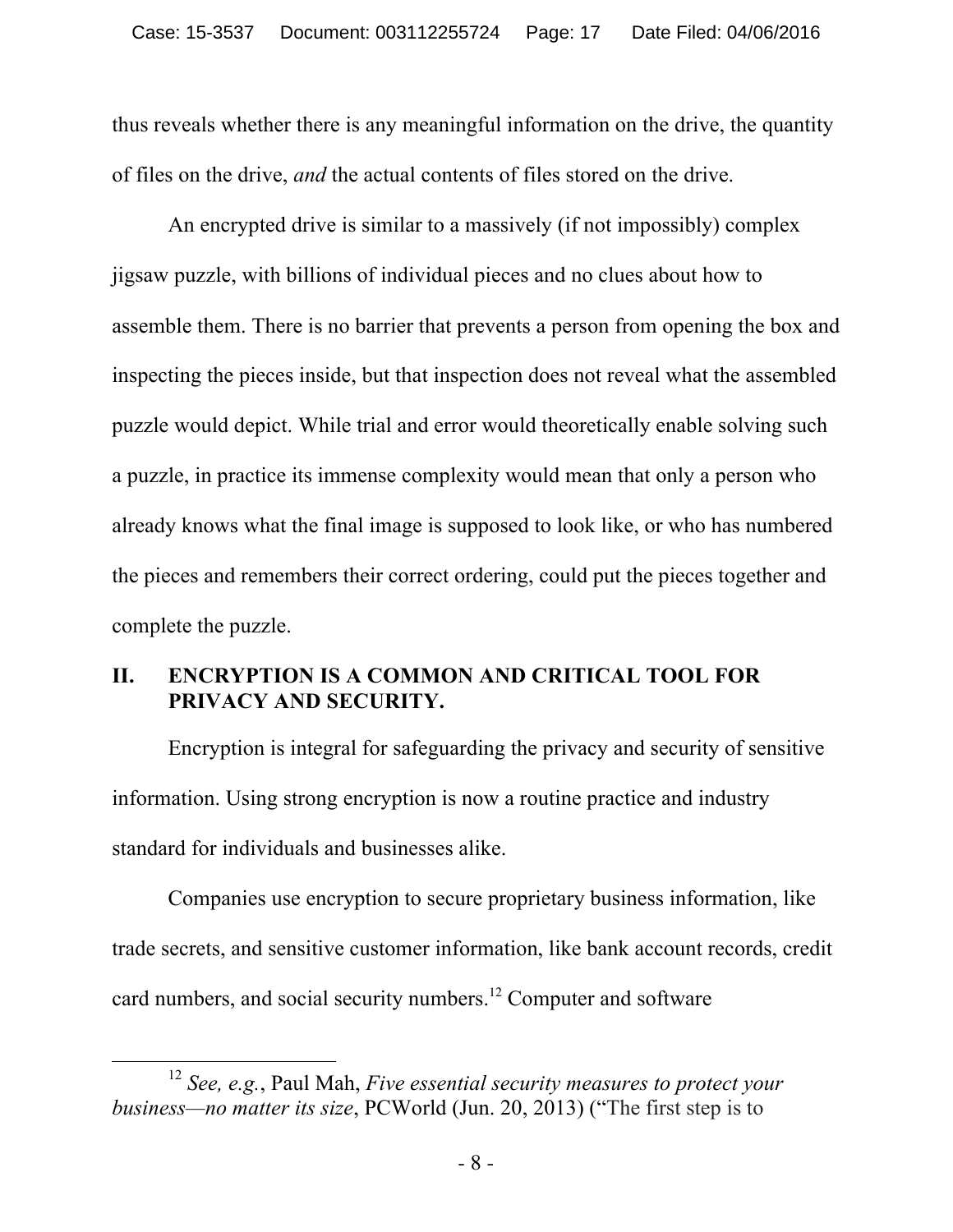thus reveals whether there is any meaningful information on the drive, the quantity of files on the drive, *and* the actual contents of files stored on the drive.

An encrypted drive is similar to a massively (if not impossibly) complex jigsaw puzzle, with billions of individual pieces and no clues about how to assemble them. There is no barrier that prevents a person from opening the box and inspecting the pieces inside, but that inspection does not reveal what the assembled puzzle would depict. While trial and error would theoretically enable solving such a puzzle, in practice its immense complexity would mean that only a person who already knows what the final image is supposed to look like, or who has numbered the pieces and remembers their correct ordering, could put the pieces together and complete the puzzle.

## II. ENCRYPTION IS A COMMON AND CRITICAL TOOL FOR PRIVACY AND SECURITY.

Encryption is integral for safeguarding the privacy and security of sensitive information. Using strong encryption is now a routine practice and industry standard for individuals and businesses alike.

Companies use encryption to secure proprietary business information, like trade secrets, and sensitive customer information, like bank account records, credit card numbers, and social security numbers.[12] Computer and software

---

[12] *See, e.g.*, Paul Mah, *Five essential security measures to protect your business—no matter its size*, PCWorld (Jun. 20, 2013) ("The first step is to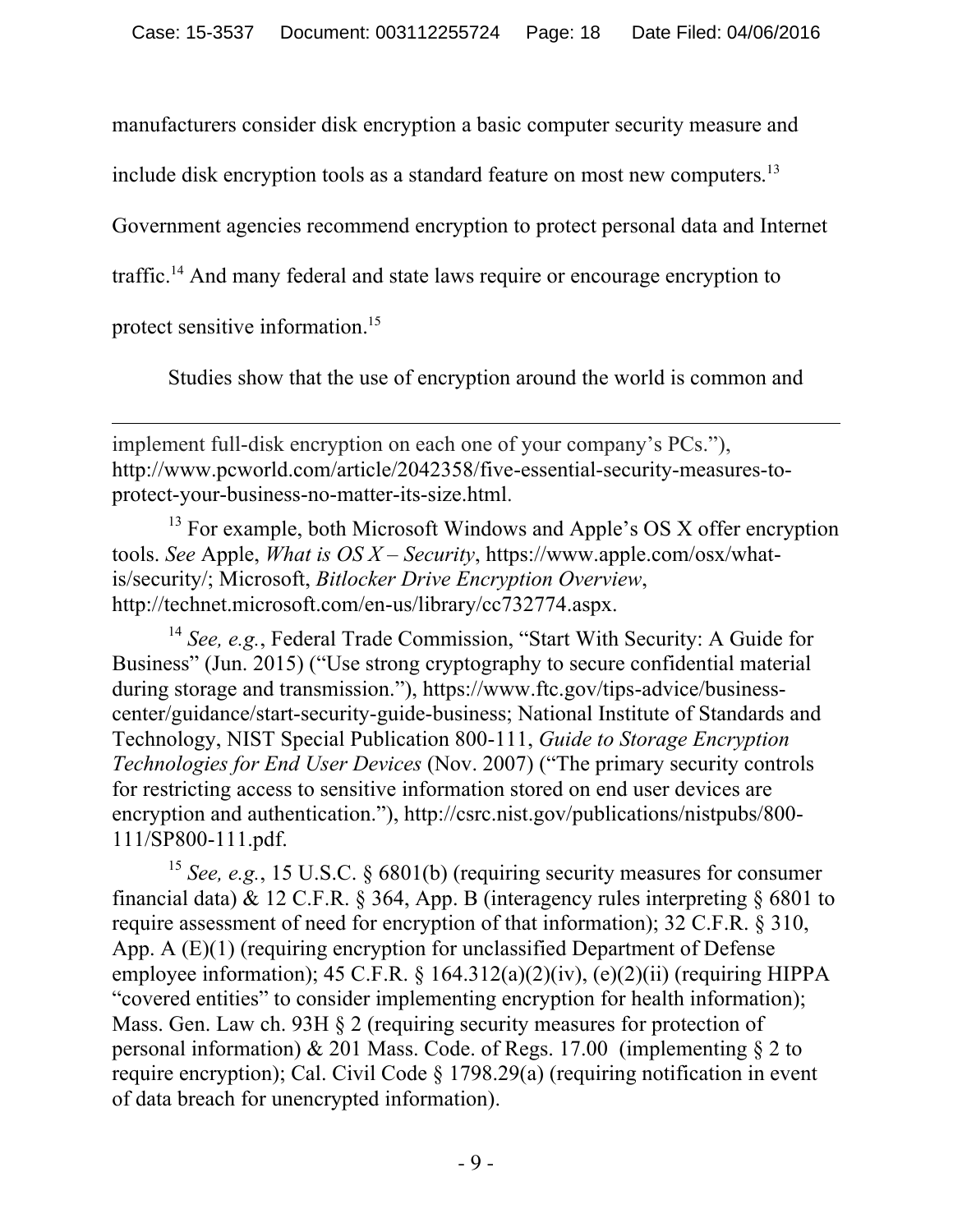manufacturers consider disk encryption a basic computer security measure and include disk encryption tools as a standard feature on most new computers.[13] Government agencies recommend encryption to protect personal data and Internet traffic.[14] And many federal and state laws require or encourage encryption to protect sensitive information.[15]

Studies show that the use of encryption around the world is common and

---

implement full-disk encryption on each one of your company's PCs."), http://www.pcworld.com/article/2042358/five-essential-security-measures-to-protect-your-business-no-matter-its-size.html.

[13] For example, both Microsoft Windows and Apple's OS X offer encryption tools. *See* Apple, *What is OS X – Security*, https://www.apple.com/osx/what-is/security/; Microsoft, *Bitlocker Drive Encryption Overview*, http://technet.microsoft.com/en-us/library/cc732774.aspx.

[14] *See, e.g.*, Federal Trade Commission, "Start With Security: A Guide for Business" (Jun. 2015) ("Use strong cryptography to secure confidential material during storage and transmission."), https://www.ftc.gov/tips-advice/business-center/guidance/start-security-guide-business; National Institute of Standards and Technology, NIST Special Publication 800-111, *Guide to Storage Encryption Technologies for End User Devices* (Nov. 2007) ("The primary security controls for restricting access to sensitive information stored on end user devices are encryption and authentication."), http://csrc.nist.gov/publications/nistpubs/800-111/SP800-111.pdf.

[15] *See, e.g.*, 15 U.S.C. § 6801(b) (requiring security measures for consumer financial data) & 12 C.F.R. § 364, App. B (interagency rules interpreting § 6801 to require assessment of need for encryption of that information); 32 C.F.R. § 310, App. A (E)(1) (requiring encryption for unclassified Department of Defense employee information); 45 C.F.R. § 164.312(a)(2)(iv), (e)(2)(ii) (requiring HIPPA "covered entities" to consider implementing encryption for health information); Mass. Gen. Law ch. 93H § 2 (requiring security measures for protection of personal information) & 201 Mass. Code. of Regs. 17.00 (implementing § 2 to require encryption); Cal. Civil Code § 1798.29(a) (requiring notification in event of data breach for unencrypted information).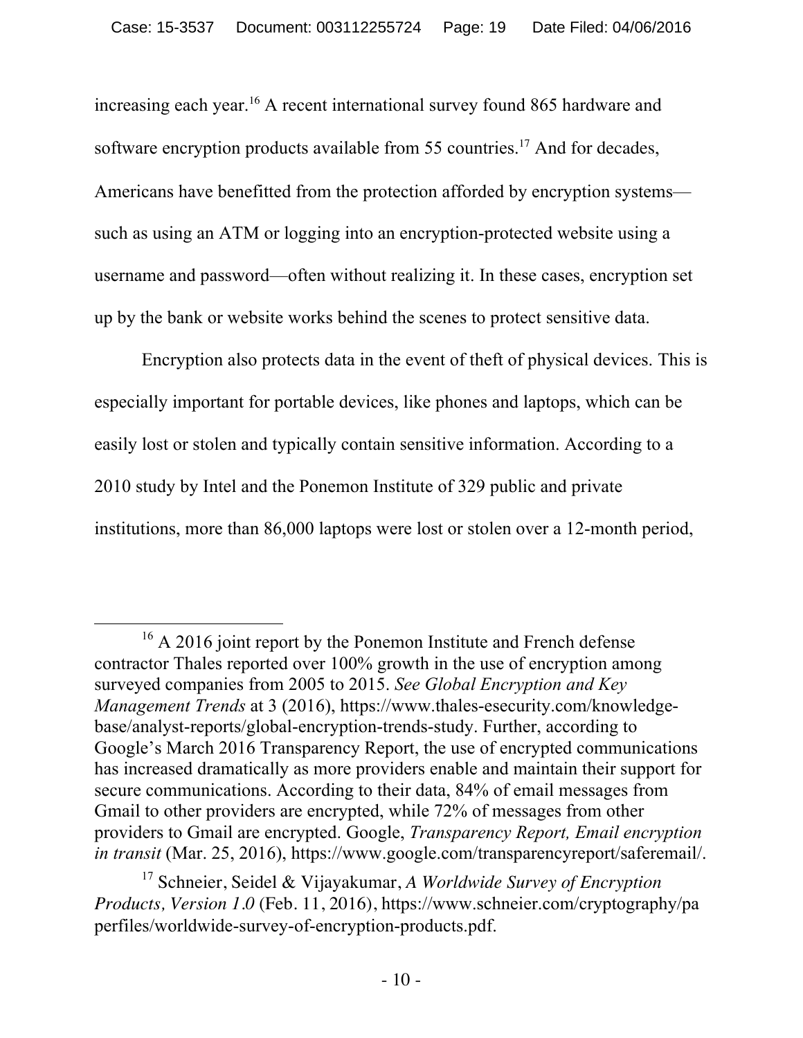increasing each year.[16] A recent international survey found 865 hardware and software encryption products available from 55 countries.[17] And for decades, Americans have benefitted from the protection afforded by encryption systems—such as using an ATM or logging into an encryption-protected website using a username and password—often without realizing it. In these cases, encryption set up by the bank or website works behind the scenes to protect sensitive data.

Encryption also protects data in the event of theft of physical devices. This is especially important for portable devices, like phones and laptops, which can be easily lost or stolen and typically contain sensitive information. According to a 2010 study by Intel and the Ponemon Institute of 329 public and private institutions, more than 86,000 laptops were lost or stolen over a 12-month period,

---

[16] A 2016 joint report by the Ponemon Institute and French defense contractor Thales reported over 100% growth in the use of encryption among surveyed companies from 2005 to 2015. *See Global Encryption and Key Management Trends* at 3 (2016), https://www.thales-esecurity.com/knowledge-base/analyst-reports/global-encryption-trends-study. Further, according to Google's March 2016 Transparency Report, the use of encrypted communications has increased dramatically as more providers enable and maintain their support for secure communications. According to their data, 84% of email messages from Gmail to other providers are encrypted, while 72% of messages from other providers to Gmail are encrypted. Google, *Transparency Report, Email encryption in transit* (Mar. 25, 2016), https://www.google.com/transparencyreport/saferemail/.

[17] Schneier, Seidel & Vijayakumar, *A Worldwide Survey of Encryption Products, Version 1.0* (Feb. 11, 2016), https://www.schneier.com/cryptography/paperfiles/worldwide-survey-of-encryption-products.pdf.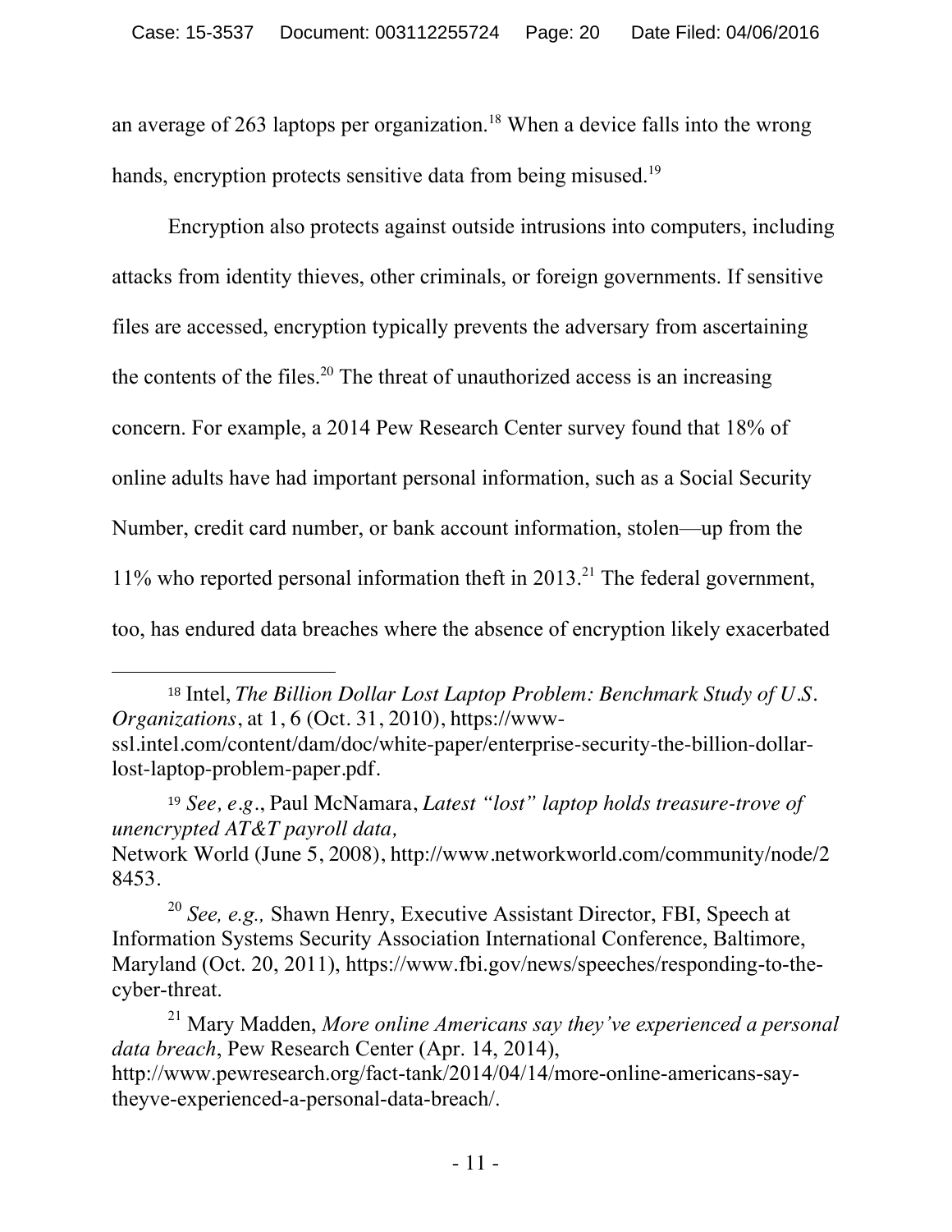an average of 263 laptops per organization.[18] When a device falls into the wrong hands, encryption protects sensitive data from being misused.[19]

Encryption also protects against outside intrusions into computers, including attacks from identity thieves, other criminals, or foreign governments. If sensitive files are accessed, encryption typically prevents the adversary from ascertaining the contents of the files.[20] The threat of unauthorized access is an increasing concern. For example, a 2014 Pew Research Center survey found that 18% of online adults have had important personal information, such as a Social Security Number, credit card number, or bank account information, stolen—up from the 11% who reported personal information theft in 2013.[21] The federal government, too, has endured data breaches where the absence of encryption likely exacerbated

---

[18] Intel, *The Billion Dollar Lost Laptop Problem: Benchmark Study of U.S. Organizations*, at 1, 6 (Oct. 31, 2010), https://www-ssl.intel.com/content/dam/doc/white-paper/enterprise-security-the-billion-dollar-lost-laptop-problem-paper.pdf.

[19] *See, e.g.*, Paul McNamara, *Latest "lost" laptop holds treasure-trove of unencrypted AT&T payroll data,* Network World (June 5, 2008), http://www.networkworld.com/community/node/28453.

[20] *See, e.g.,* Shawn Henry, Executive Assistant Director, FBI, Speech at Information Systems Security Association International Conference, Baltimore, Maryland (Oct. 20, 2011), https://www.fbi.gov/news/speeches/responding-to-the-cyber-threat.

[21] Mary Madden, *More online Americans say they've experienced a personal data breach*, Pew Research Center (Apr. 14, 2014), http://www.pewresearch.org/fact-tank/2014/04/14/more-online-americans-say-theyve-experienced-a-personal-data-breach/.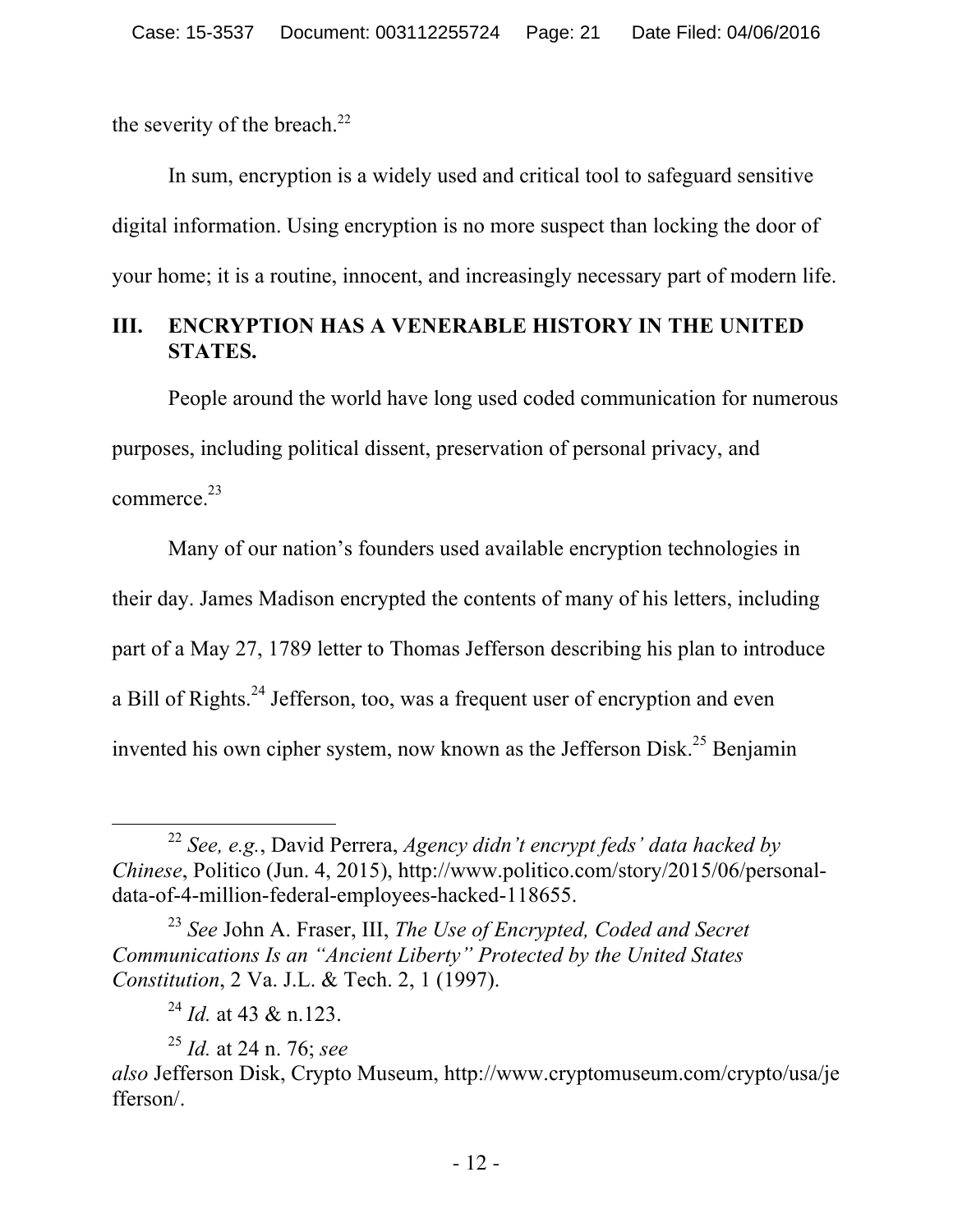the severity of the breach.[22]

In sum, encryption is a widely used and critical tool to safeguard sensitive digital information. Using encryption is no more suspect than locking the door of your home; it is a routine, innocent, and increasingly necessary part of modern life.

## III. ENCRYPTION HAS A VENERABLE HISTORY IN THE UNITED STATES.

People around the world have long used coded communication for numerous purposes, including political dissent, preservation of personal privacy, and commerce.[23]

Many of our nation's founders used available encryption technologies in their day. James Madison encrypted the contents of many of his letters, including part of a May 27, 1789 letter to Thomas Jefferson describing his plan to introduce a Bill of Rights.[24] Jefferson, too, was a frequent user of encryption and even invented his own cipher system, now known as the Jefferson Disk.[25] Benjamin

---

[22] *See, e.g.*, David Perrera, *Agency didn't encrypt feds' data hacked by Chinese*, Politico (Jun. 4, 2015), http://www.politico.com/story/2015/06/personal-data-of-4-million-federal-employees-hacked-118655.

[23] *See* John A. Fraser, III, *The Use of Encrypted, Coded and Secret Communications Is an "Ancient Liberty" Protected by the United States Constitution*, 2 Va. J.L. & Tech. 2, 1 (1997).

[24] *Id.* at 43 & n.123.

[25] *Id.* at 24 n. 76; *see also* Jefferson Disk, Crypto Museum, http://www.cryptomuseum.com/crypto/usa/jefferson/.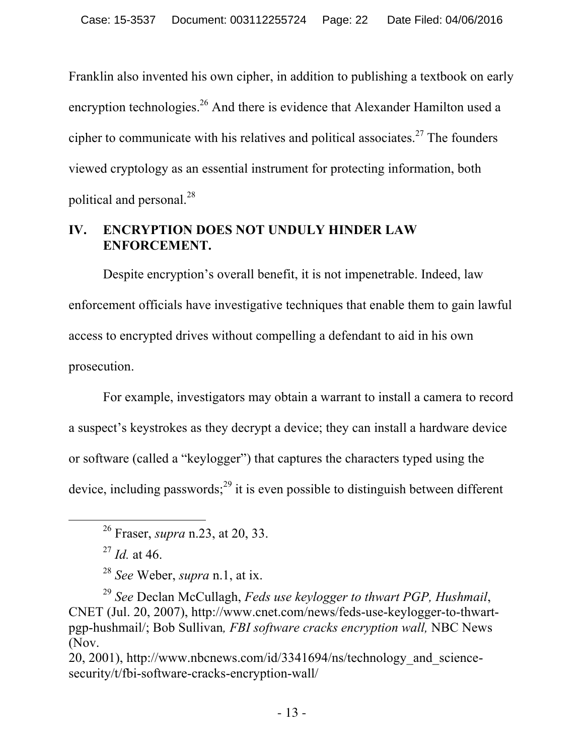Franklin also invented his own cipher, in addition to publishing a textbook on early encryption technologies.[26] And there is evidence that Alexander Hamilton used a cipher to communicate with his relatives and political associates.[27] The founders viewed cryptology as an essential instrument for protecting information, both political and personal.[28]

## IV. ENCRYPTION DOES NOT UNDULY HINDER LAW ENFORCEMENT.

Despite encryption's overall benefit, it is not impenetrable. Indeed, law enforcement officials have investigative techniques that enable them to gain lawful access to encrypted drives without compelling a defendant to aid in his own prosecution.

For example, investigators may obtain a warrant to install a camera to record a suspect's keystrokes as they decrypt a device; they can install a hardware device or software (called a "keylogger") that captures the characters typed using the device, including passwords;[29] it is even possible to distinguish between different

---

[26] Fraser, *supra* n.23, at 20, 33.

[27] *Id.* at 46.

[28] *See* Weber, *supra* n.1, at ix.

[29] *See* Declan McCullagh, *Feds use keylogger to thwart PGP, Hushmail*, CNET (Jul. 20, 2007), http://www.cnet.com/news/feds-use-keylogger-to-thwart-pgp-hushmail/; Bob Sullivan*, FBI software cracks encryption wall,* NBC News (Nov. 20, 2001), http://www.nbcnews.com/id/3341694/ns/technology_and_science-security/t/fbi-software-cracks-encryption-wall/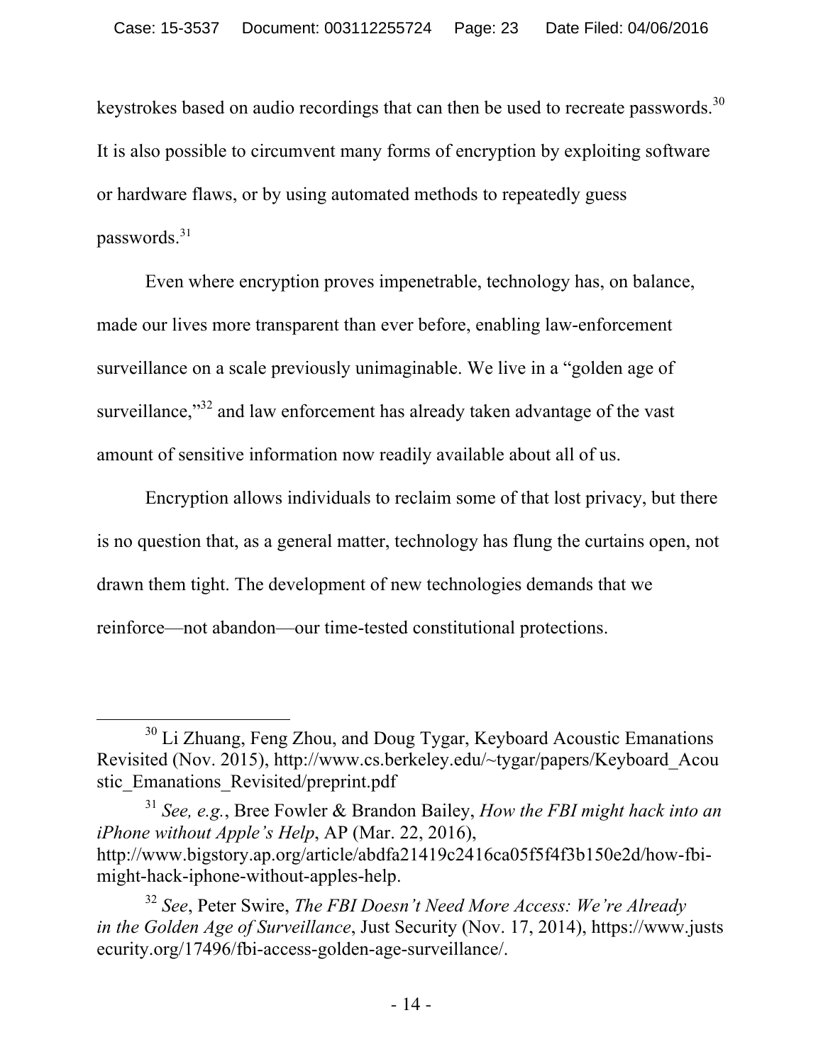keystrokes based on audio recordings that can then be used to recreate passwords.[30] It is also possible to circumvent many forms of encryption by exploiting software or hardware flaws, or by using automated methods to repeatedly guess passwords.[31]

Even where encryption proves impenetrable, technology has, on balance, made our lives more transparent than ever before, enabling law-enforcement surveillance on a scale previously unimaginable. We live in a "golden age of surveillance,"[32] and law enforcement has already taken advantage of the vast amount of sensitive information now readily available about all of us.

Encryption allows individuals to reclaim some of that lost privacy, but there is no question that, as a general matter, technology has flung the curtains open, not drawn them tight. The development of new technologies demands that we reinforce—not abandon—our time-tested constitutional protections.

---

[30] Li Zhuang, Feng Zhou, and Doug Tygar, Keyboard Acoustic Emanations Revisited (Nov. 2015), http://www.cs.berkeley.edu/~tygar/papers/Keyboard_Acoustic_Emanations_Revisited/preprint.pdf

[31] *See, e.g.*, Bree Fowler & Brandon Bailey, *How the FBI might hack into an iPhone without Apple's Help*, AP (Mar. 22, 2016), http://www.bigstory.ap.org/article/abdfa21419c2416ca05f5f4f3b150e2d/how-fbi-might-hack-iphone-without-apples-help.

[32] *See*, Peter Swire, *The FBI Doesn't Need More Access: We're Already in the Golden Age of Surveillance*, Just Security (Nov. 17, 2014), https://www.justsecurity.org/17496/fbi-access-golden-age-surveillance/.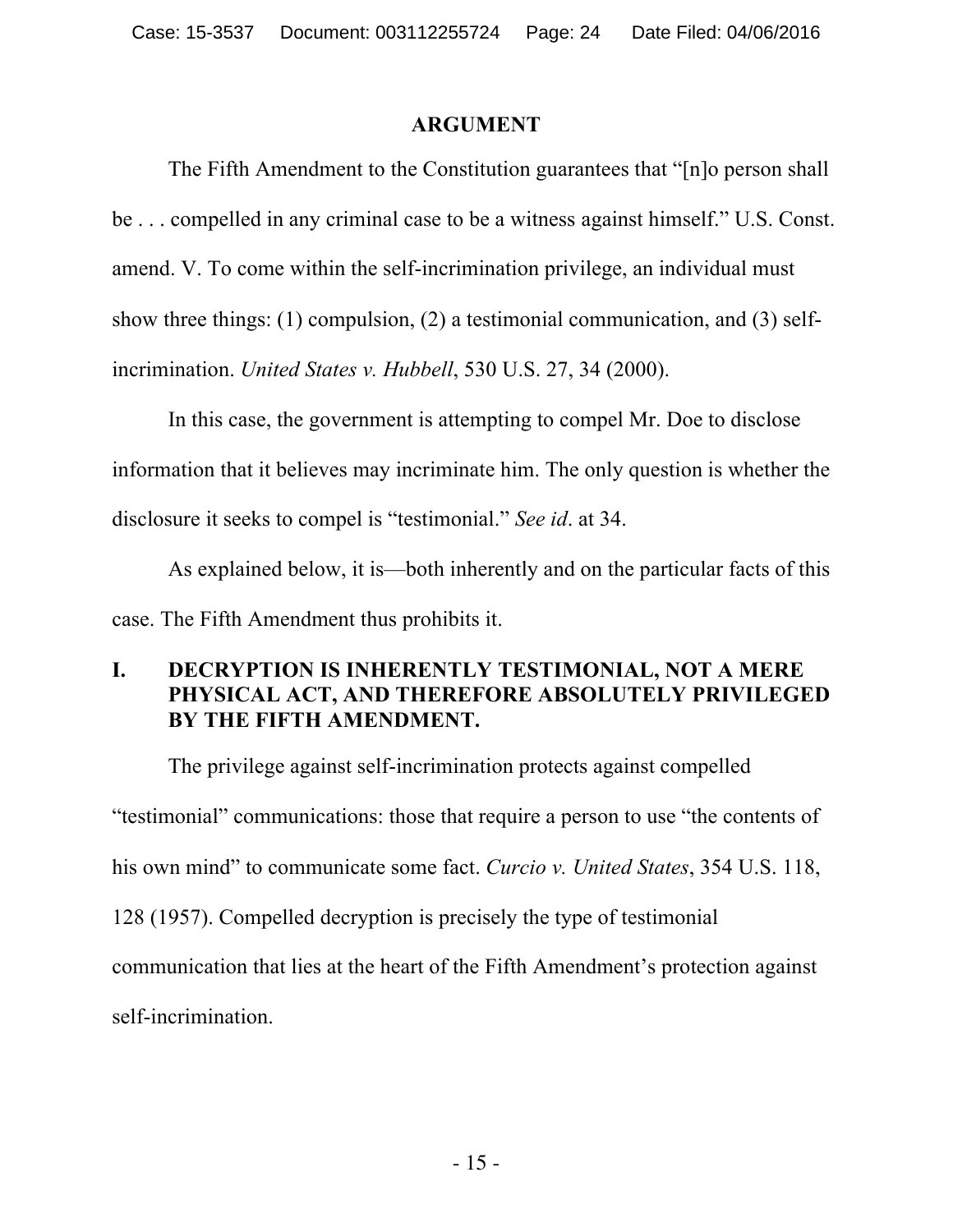## ARGUMENT

The Fifth Amendment to the Constitution guarantees that "[n]o person shall be . . . compelled in any criminal case to be a witness against himself." U.S. Const. amend. V. To come within the self-incrimination privilege, an individual must show three things: (1) compulsion, (2) a testimonial communication, and (3) self-incrimination. *United States v. Hubbell*, 530 U.S. 27, 34 (2000).

In this case, the government is attempting to compel Mr. Doe to disclose information that it believes may incriminate him. The only question is whether the disclosure it seeks to compel is "testimonial." *See id*. at 34.

As explained below, it is—both inherently and on the particular facts of this case. The Fifth Amendment thus prohibits it.

### I. DECRYPTION IS INHERENTLY TESTIMONIAL, NOT A MERE PHYSICAL ACT, AND THEREFORE ABSOLUTELY PRIVILEGED BY THE FIFTH AMENDMENT.

The privilege against self-incrimination protects against compelled "testimonial" communications: those that require a person to use "the contents of his own mind" to communicate some fact. *Curcio v. United States*, 354 U.S. 118, 128 (1957). Compelled decryption is precisely the type of testimonial communication that lies at the heart of the Fifth Amendment's protection against self-incrimination.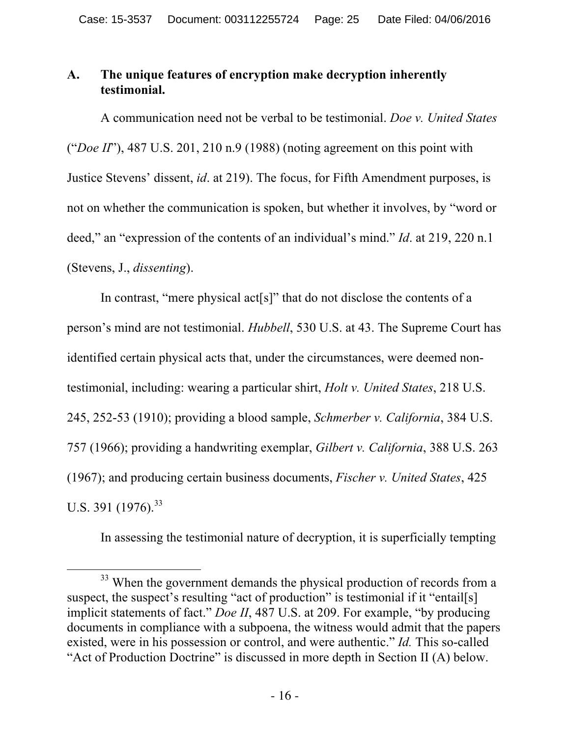### A. The unique features of encryption make decryption inherently testimonial.

A communication need not be verbal to be testimonial. *Doe v. United States* ("*Doe II*"), 487 U.S. 201, 210 n.9 (1988) (noting agreement on this point with Justice Stevens' dissent, *id*. at 219). The focus, for Fifth Amendment purposes, is not on whether the communication is spoken, but whether it involves, by "word or deed," an "expression of the contents of an individual's mind." *Id*. at 219, 220 n.1 (Stevens, J., *dissenting*).

In contrast, "mere physical act[s]" that do not disclose the contents of a person's mind are not testimonial. *Hubbell*, 530 U.S. at 43. The Supreme Court has identified certain physical acts that, under the circumstances, were deemed non-testimonial, including: wearing a particular shirt, *Holt v. United States*, 218 U.S. 245, 252-53 (1910); providing a blood sample, *Schmerber v. California*, 384 U.S. 757 (1966); providing a handwriting exemplar, *Gilbert v. California*, 388 U.S. 263 (1967); and producing certain business documents, *Fischer v. United States*, 425 U.S. 391 (1976).[33]

In assessing the testimonial nature of decryption, it is superficially tempting

[33] When the government demands the physical production of records from a suspect, the suspect's resulting "act of production" is testimonial if it "entail[s] implicit statements of fact." *Doe II*, 487 U.S. at 209. For example, "by producing documents in compliance with a subpoena, the witness would admit that the papers existed, were in his possession or control, and were authentic." *Id.* This so-called "Act of Production Doctrine" is discussed in more depth in Section II (A) below.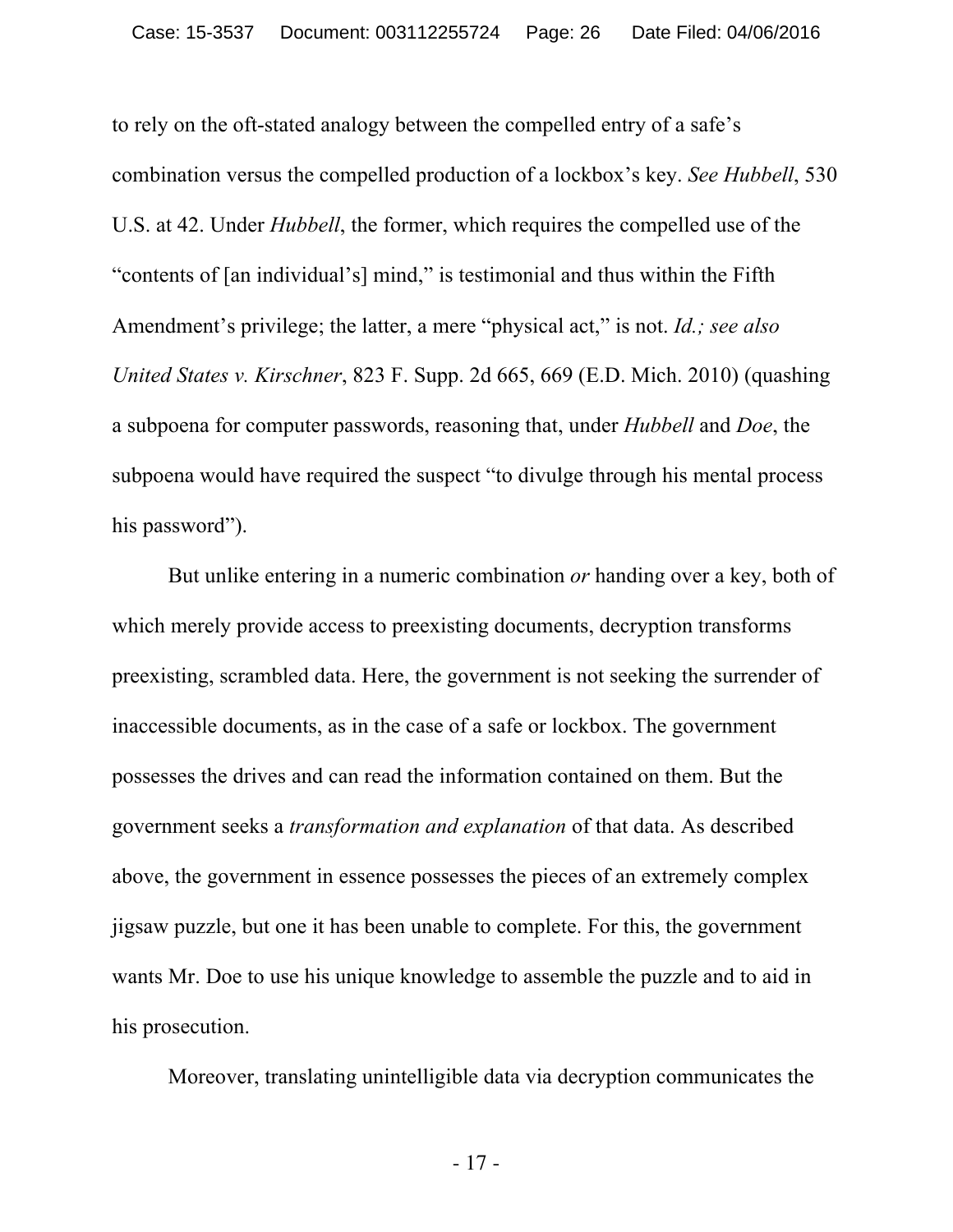to rely on the oft-stated analogy between the compelled entry of a safe's combination versus the compelled production of a lockbox's key. *See Hubbell*, 530 U.S. at 42. Under *Hubbell*, the former, which requires the compelled use of the "contents of [an individual's] mind," is testimonial and thus within the Fifth Amendment's privilege; the latter, a mere "physical act," is not. *Id.; see also United States v. Kirschner*, 823 F. Supp. 2d 665, 669 (E.D. Mich. 2010) (quashing a subpoena for computer passwords, reasoning that, under *Hubbell* and *Doe*, the subpoena would have required the suspect "to divulge through his mental process his password").

But unlike entering in a numeric combination *or* handing over a key, both of which merely provide access to preexisting documents, decryption transforms preexisting, scrambled data. Here, the government is not seeking the surrender of inaccessible documents, as in the case of a safe or lockbox. The government possesses the drives and can read the information contained on them. But the government seeks a *transformation and explanation* of that data. As described above, the government in essence possesses the pieces of an extremely complex jigsaw puzzle, but one it has been unable to complete. For this, the government wants Mr. Doe to use his unique knowledge to assemble the puzzle and to aid in his prosecution.

Moreover, translating unintelligible data via decryption communicates the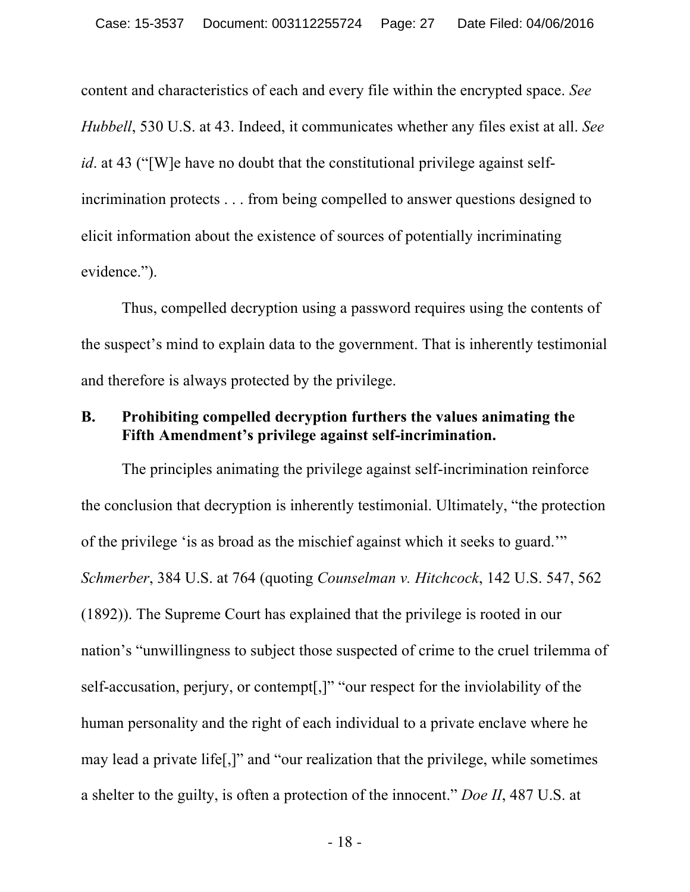content and characteristics of each and every file within the encrypted space. *See Hubbell*, 530 U.S. at 43. Indeed, it communicates whether any files exist at all. *See id*. at 43 ("[W]e have no doubt that the constitutional privilege against self-incrimination protects . . . from being compelled to answer questions designed to elicit information about the existence of sources of potentially incriminating evidence.").

Thus, compelled decryption using a password requires using the contents of the suspect's mind to explain data to the government. That is inherently testimonial and therefore is always protected by the privilege.

### B. Prohibiting compelled decryption furthers the values animating the Fifth Amendment's privilege against self-incrimination.

The principles animating the privilege against self-incrimination reinforce the conclusion that decryption is inherently testimonial. Ultimately, "the protection of the privilege 'is as broad as the mischief against which it seeks to guard.'" *Schmerber*, 384 U.S. at 764 (quoting *Counselman v. Hitchcock*, 142 U.S. 547, 562 (1892)). The Supreme Court has explained that the privilege is rooted in our nation's "unwillingness to subject those suspected of crime to the cruel trilemma of self-accusation, perjury, or contempt[,]" "our respect for the inviolability of the human personality and the right of each individual to a private enclave where he may lead a private life[,]" and "our realization that the privilege, while sometimes a shelter to the guilty, is often a protection of the innocent." *Doe II*, 487 U.S. at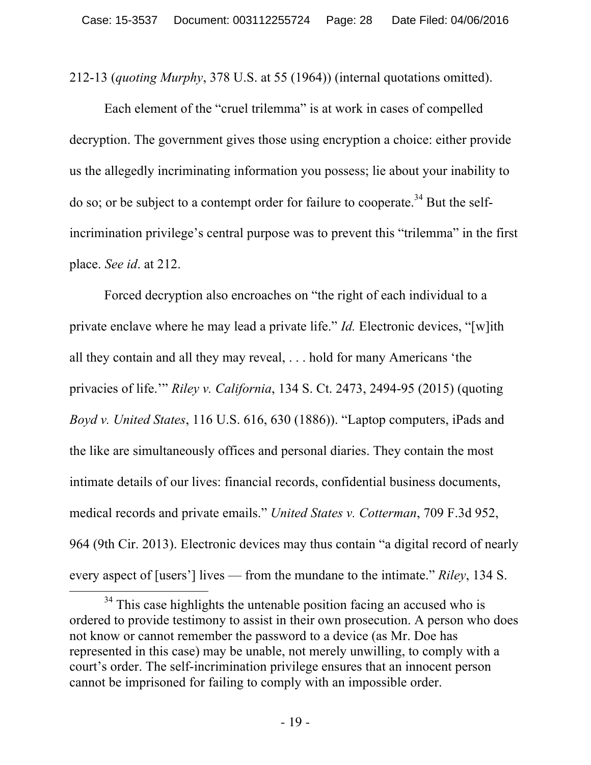212-13 (*quoting Murphy*, 378 U.S. at 55 (1964)) (internal quotations omitted).

Each element of the "cruel trilemma" is at work in cases of compelled decryption. The government gives those using encryption a choice: either provide us the allegedly incriminating information you possess; lie about your inability to do so; or be subject to a contempt order for failure to cooperate.[34] But the self-incrimination privilege's central purpose was to prevent this "trilemma" in the first place. *See id*. at 212.

Forced decryption also encroaches on "the right of each individual to a private enclave where he may lead a private life." *Id.* Electronic devices, "[w]ith all they contain and all they may reveal, . . . hold for many Americans 'the privacies of life.'" *Riley v. California*, 134 S. Ct. 2473, 2494-95 (2015) (quoting *Boyd v. United States*, 116 U.S. 616, 630 (1886)). "Laptop computers, iPads and the like are simultaneously offices and personal diaries. They contain the most intimate details of our lives: financial records, confidential business documents, medical records and private emails." *United States v. Cotterman*, 709 F.3d 952, 964 (9th Cir. 2013). Electronic devices may thus contain "a digital record of nearly every aspect of [users'] lives — from the mundane to the intimate." *Riley*, 134 S.

---

[34] This case highlights the untenable position facing an accused who is ordered to provide testimony to assist in their own prosecution. A person who does not know or cannot remember the password to a device (as Mr. Doe has represented in this case) may be unable, not merely unwilling, to comply with a court's order. The self-incrimination privilege ensures that an innocent person cannot be imprisoned for failing to comply with an impossible order.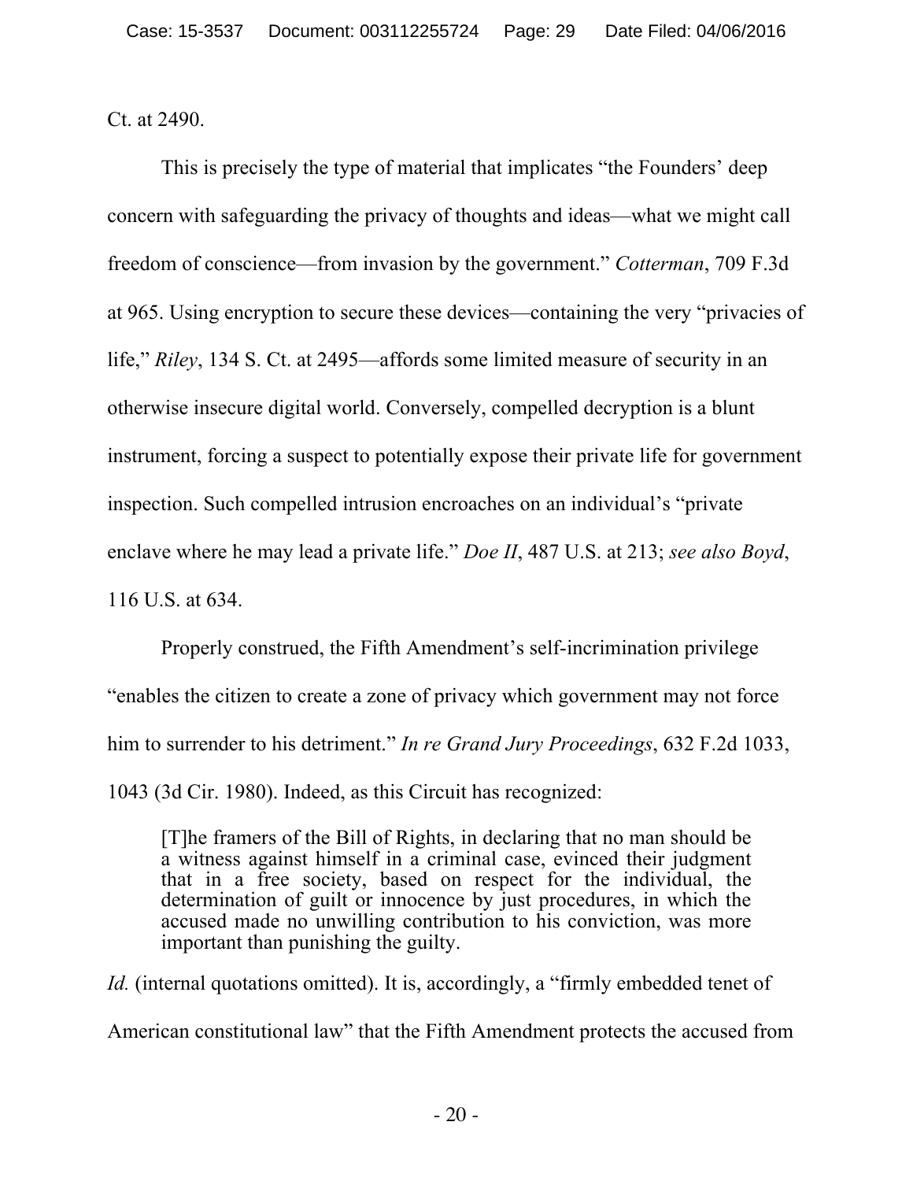Ct. at 2490.

This is precisely the type of material that implicates "the Founders' deep concern with safeguarding the privacy of thoughts and ideas—what we might call freedom of conscience—from invasion by the government." *Cotterman*, 709 F.3d at 965. Using encryption to secure these devices—containing the very "privacies of life," *Riley*, 134 S. Ct. at 2495—affords some limited measure of security in an otherwise insecure digital world. Conversely, compelled decryption is a blunt instrument, forcing a suspect to potentially expose their private life for government inspection. Such compelled intrusion encroaches on an individual's "private enclave where he may lead a private life." *Doe II*, 487 U.S. at 213; *see also Boyd*, 116 U.S. at 634.

Properly construed, the Fifth Amendment's self-incrimination privilege "enables the citizen to create a zone of privacy which government may not force him to surrender to his detriment." *In re Grand Jury Proceedings*, 632 F.2d 1033, 1043 (3d Cir. 1980). Indeed, as this Circuit has recognized:

> [T]he framers of the Bill of Rights, in declaring that no man should be a witness against himself in a criminal case, evinced their judgment that in a free society, based on respect for the individual, the determination of guilt or innocence by just procedures, in which the accused made no unwilling contribution to his conviction, was more important than punishing the guilty.

*Id.* (internal quotations omitted). It is, accordingly, a "firmly embedded tenet of American constitutional law" that the Fifth Amendment protects the accused from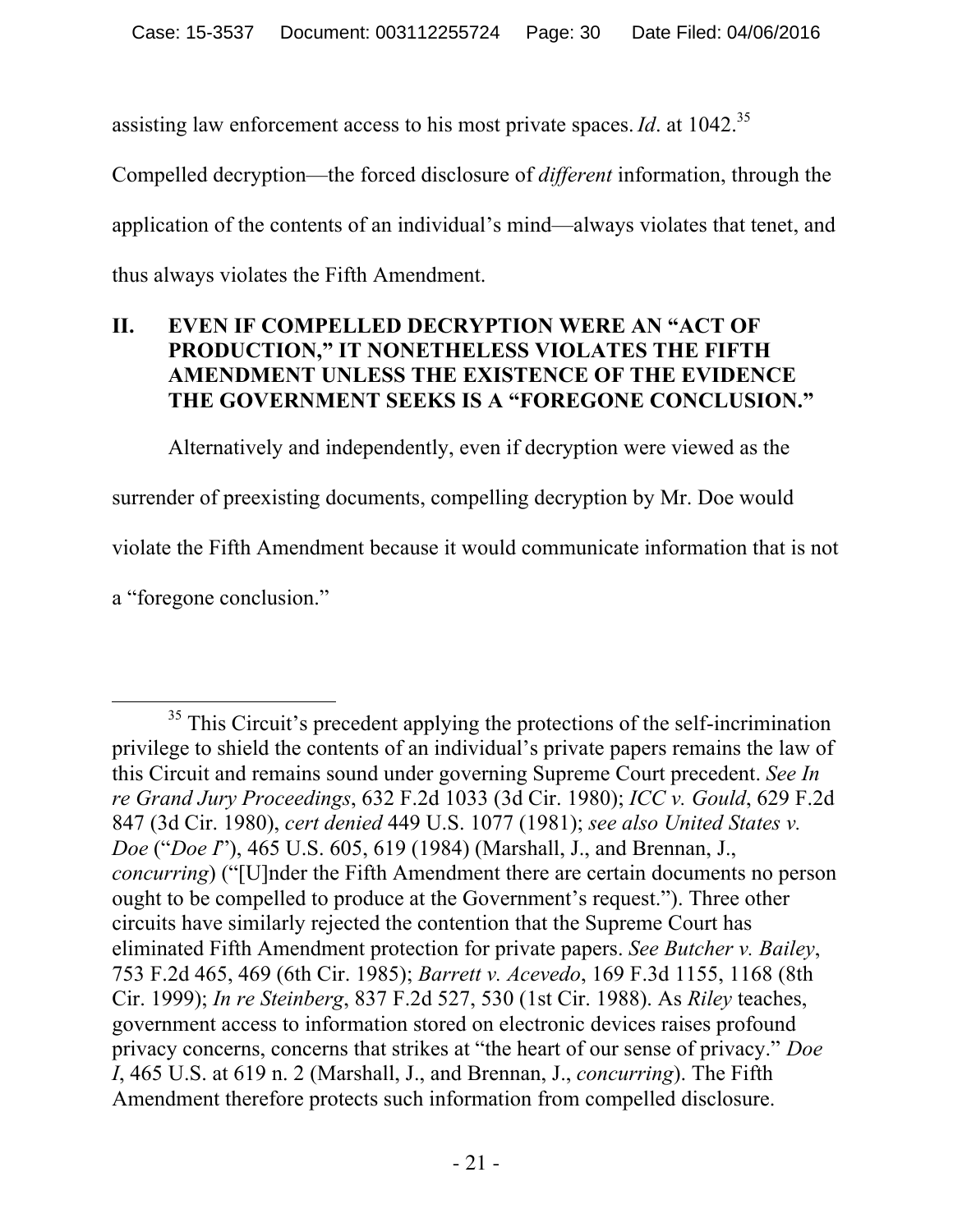assisting law enforcement access to his most private spaces. *Id*. at 1042.[35]

Compelled decryption—the forced disclosure of *different* information, through the application of the contents of an individual's mind—always violates that tenet, and thus always violates the Fifth Amendment.

## II. EVEN IF COMPELLED DECRYPTION WERE AN "ACT OF PRODUCTION," IT NONETHELESS VIOLATES THE FIFTH AMENDMENT UNLESS THE EXISTENCE OF THE EVIDENCE THE GOVERNMENT SEEKS IS A "FOREGONE CONCLUSION."

Alternatively and independently, even if decryption were viewed as the surrender of preexisting documents, compelling decryption by Mr. Doe would violate the Fifth Amendment because it would communicate information that is not a "foregone conclusion."

---

[35] This Circuit's precedent applying the protections of the self-incrimination privilege to shield the contents of an individual's private papers remains the law of this Circuit and remains sound under governing Supreme Court precedent. *See In re Grand Jury Proceedings*, 632 F.2d 1033 (3d Cir. 1980); *ICC v. Gould*, 629 F.2d 847 (3d Cir. 1980), *cert denied* 449 U.S. 1077 (1981); *see also United States v. Doe* ("*Doe I*"), 465 U.S. 605, 619 (1984) (Marshall, J., and Brennan, J., *concurring*) ("[U]nder the Fifth Amendment there are certain documents no person ought to be compelled to produce at the Government's request."). Three other circuits have similarly rejected the contention that the Supreme Court has eliminated Fifth Amendment protection for private papers. *See Butcher v. Bailey*, 753 F.2d 465, 469 (6th Cir. 1985); *Barrett v. Acevedo*, 169 F.3d 1155, 1168 (8th Cir. 1999); *In re Steinberg*, 837 F.2d 527, 530 (1st Cir. 1988). As *Riley* teaches, government access to information stored on electronic devices raises profound privacy concerns, concerns that strikes at "the heart of our sense of privacy." *Doe I*, 465 U.S. at 619 n. 2 (Marshall, J., and Brennan, J., *concurring*). The Fifth Amendment therefore protects such information from compelled disclosure.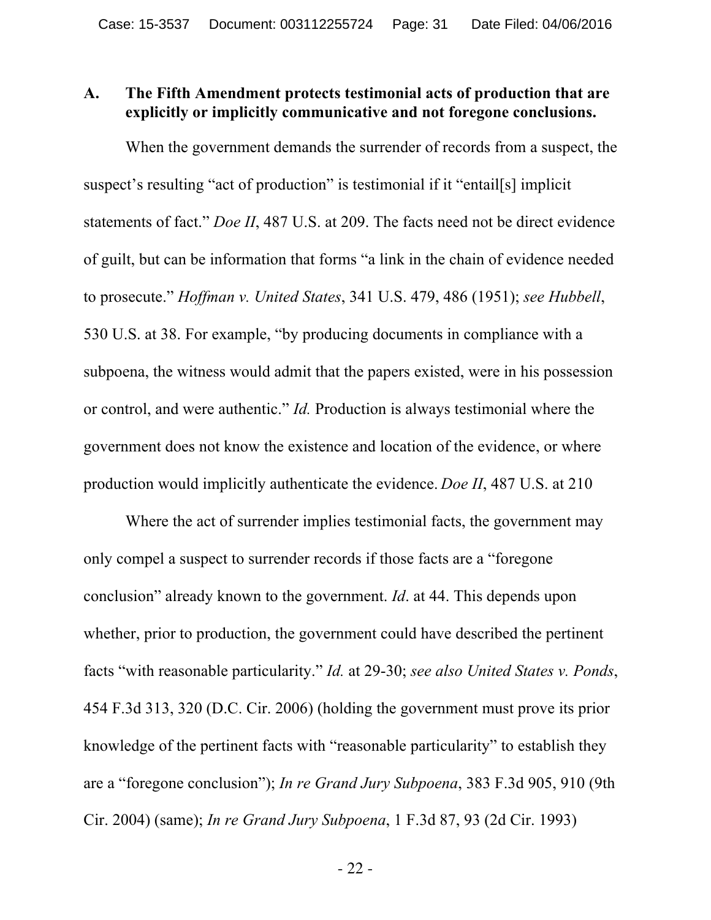### A. The Fifth Amendment protects testimonial acts of production that are explicitly or implicitly communicative and not foregone conclusions.

When the government demands the surrender of records from a suspect, the suspect's resulting "act of production" is testimonial if it "entail[s] implicit statements of fact." *Doe II*, 487 U.S. at 209. The facts need not be direct evidence of guilt, but can be information that forms "a link in the chain of evidence needed to prosecute." *Hoffman v. United States*, 341 U.S. 479, 486 (1951); *see Hubbell*, 530 U.S. at 38. For example, "by producing documents in compliance with a subpoena, the witness would admit that the papers existed, were in his possession or control, and were authentic." *Id.* Production is always testimonial where the government does not know the existence and location of the evidence, or where production would implicitly authenticate the evidence. *Doe II*, 487 U.S. at 210

Where the act of surrender implies testimonial facts, the government may only compel a suspect to surrender records if those facts are a "foregone conclusion" already known to the government. *Id*. at 44. This depends upon whether, prior to production, the government could have described the pertinent facts "with reasonable particularity." *Id.* at 29-30; *see also United States v. Ponds*, 454 F.3d 313, 320 (D.C. Cir. 2006) (holding the government must prove its prior knowledge of the pertinent facts with "reasonable particularity" to establish they are a "foregone conclusion"); *In re Grand Jury Subpoena*, 383 F.3d 905, 910 (9th Cir. 2004) (same); *In re Grand Jury Subpoena*, 1 F.3d 87, 93 (2d Cir. 1993)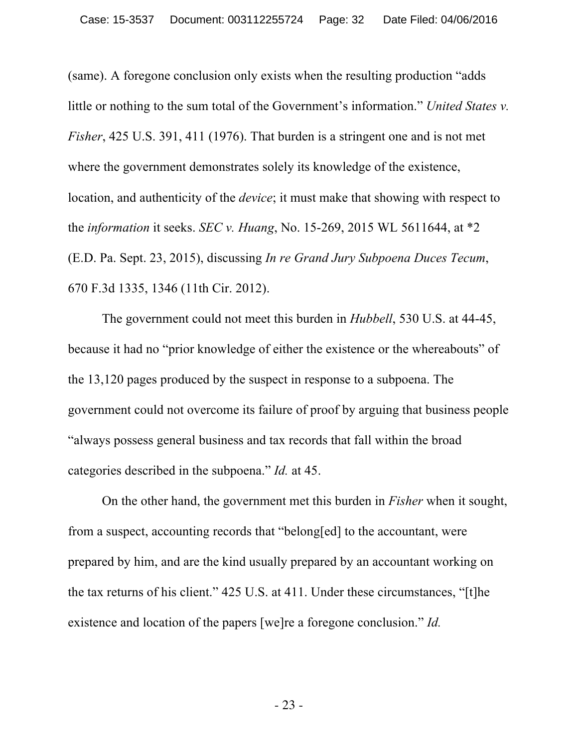(same). A foregone conclusion only exists when the resulting production "adds little or nothing to the sum total of the Government's information." *United States v. Fisher*, 425 U.S. 391, 411 (1976). That burden is a stringent one and is not met where the government demonstrates solely its knowledge of the existence, location, and authenticity of the *device*; it must make that showing with respect to the *information* it seeks. *SEC v. Huang*, No. 15-269, 2015 WL 5611644, at *2 (E.D. Pa. Sept. 23, 2015), discussing *In re Grand Jury Subpoena Duces Tecum*, 670 F.3d 1335, 1346 (11th Cir. 2012).

The government could not meet this burden in *Hubbell*, 530 U.S. at 44-45, because it had no "prior knowledge of either the existence or the whereabouts" of the 13,120 pages produced by the suspect in response to a subpoena. The government could not overcome its failure of proof by arguing that business people "always possess general business and tax records that fall within the broad categories described in the subpoena." *Id.* at 45.

On the other hand, the government met this burden in *Fisher* when it sought, from a suspect, accounting records that "belong[ed] to the accountant, were prepared by him, and are the kind usually prepared by an accountant working on the tax returns of his client." 425 U.S. at 411. Under these circumstances, "[t]he existence and location of the papers [we]re a foregone conclusion." *Id.*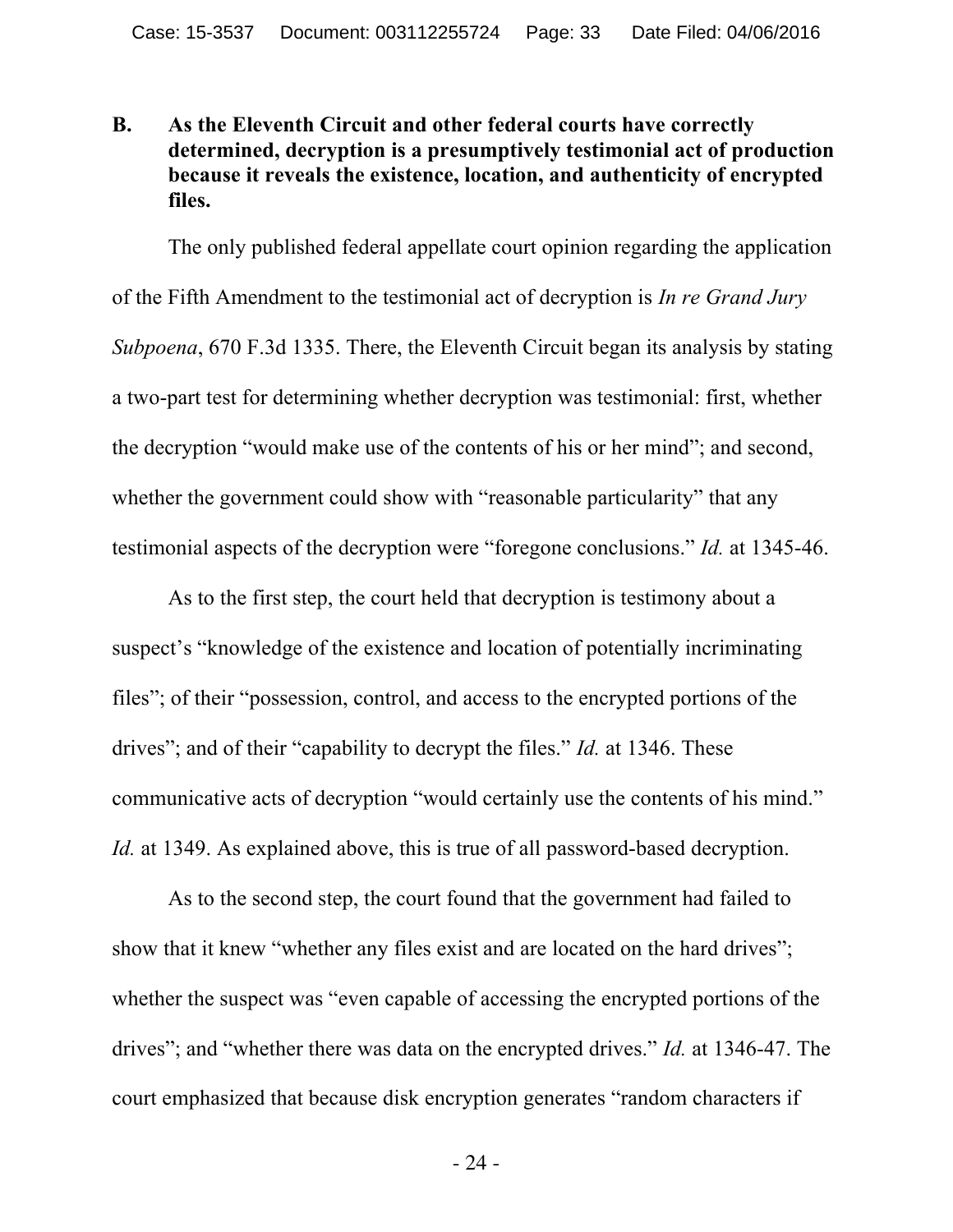### B. As the Eleventh Circuit and other federal courts have correctly determined, decryption is a presumptively testimonial act of production because it reveals the existence, location, and authenticity of encrypted files.

The only published federal appellate court opinion regarding the application of the Fifth Amendment to the testimonial act of decryption is *In re Grand Jury Subpoena*, 670 F.3d 1335. There, the Eleventh Circuit began its analysis by stating a two-part test for determining whether decryption was testimonial: first, whether the decryption "would make use of the contents of his or her mind"; and second, whether the government could show with "reasonable particularity" that any testimonial aspects of the decryption were "foregone conclusions." *Id.* at 1345-46.

As to the first step, the court held that decryption is testimony about a suspect's "knowledge of the existence and location of potentially incriminating files"; of their "possession, control, and access to the encrypted portions of the drives"; and of their "capability to decrypt the files." *Id.* at 1346. These communicative acts of decryption "would certainly use the contents of his mind." *Id.* at 1349. As explained above, this is true of all password-based decryption.

As to the second step, the court found that the government had failed to show that it knew "whether any files exist and are located on the hard drives"; whether the suspect was "even capable of accessing the encrypted portions of the drives"; and "whether there was data on the encrypted drives." *Id.* at 1346-47. The court emphasized that because disk encryption generates "random characters if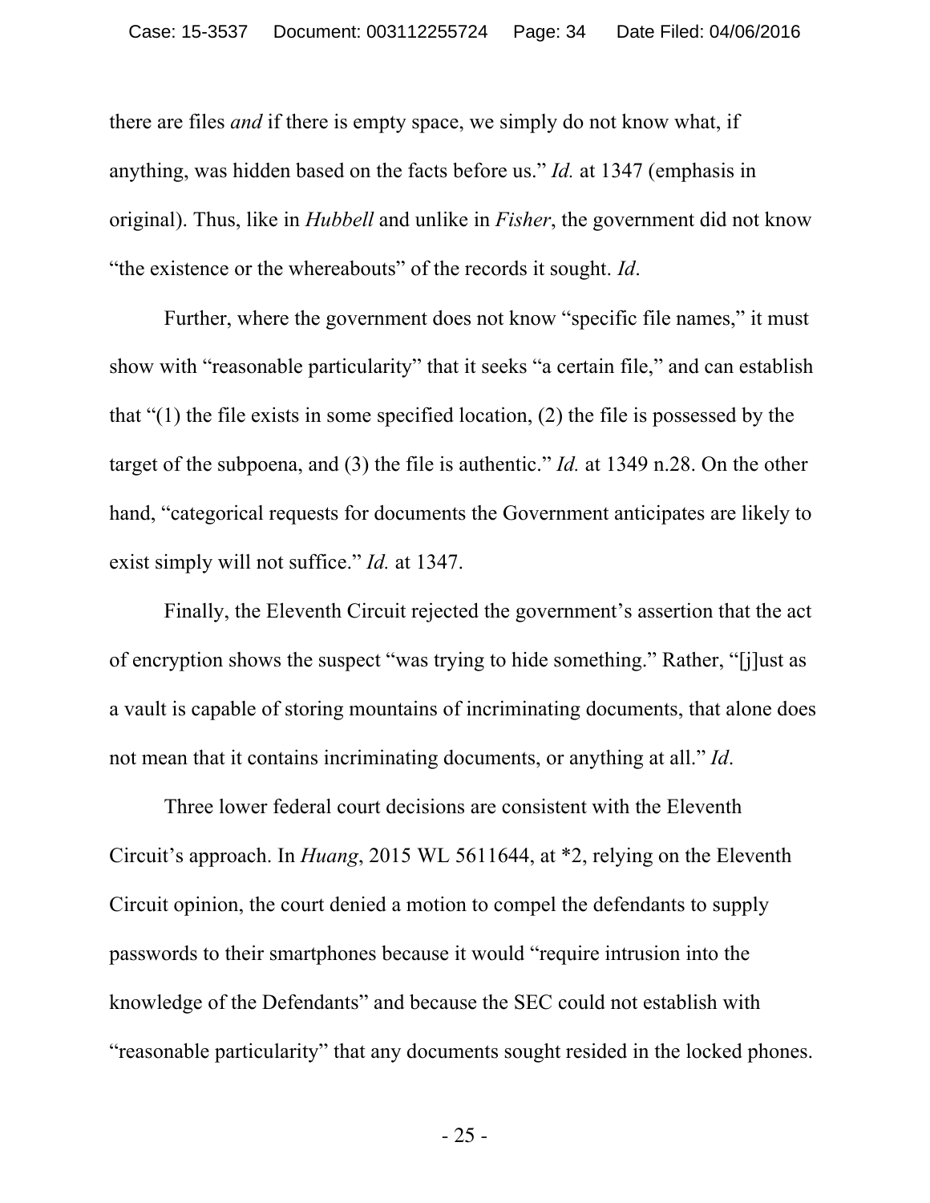there are files *and* if there is empty space, we simply do not know what, if anything, was hidden based on the facts before us." *Id.* at 1347 (emphasis in original). Thus, like in *Hubbell* and unlike in *Fisher*, the government did not know "the existence or the whereabouts" of the records it sought. *Id*.

Further, where the government does not know "specific file names," it must show with "reasonable particularity" that it seeks "a certain file," and can establish that "(1) the file exists in some specified location, (2) the file is possessed by the target of the subpoena, and (3) the file is authentic." *Id.* at 1349 n.28. On the other hand, "categorical requests for documents the Government anticipates are likely to exist simply will not suffice." *Id.* at 1347.

Finally, the Eleventh Circuit rejected the government's assertion that the act of encryption shows the suspect "was trying to hide something." Rather, "[j]ust as a vault is capable of storing mountains of incriminating documents, that alone does not mean that it contains incriminating documents, or anything at all." *Id*.

Three lower federal court decisions are consistent with the Eleventh Circuit's approach. In *Huang*, 2015 WL 5611644, at *2, relying on the Eleventh Circuit opinion, the court denied a motion to compel the defendants to supply passwords to their smartphones because it would "require intrusion into the knowledge of the Defendants" and because the SEC could not establish with "reasonable particularity" that any documents sought resided in the locked phones.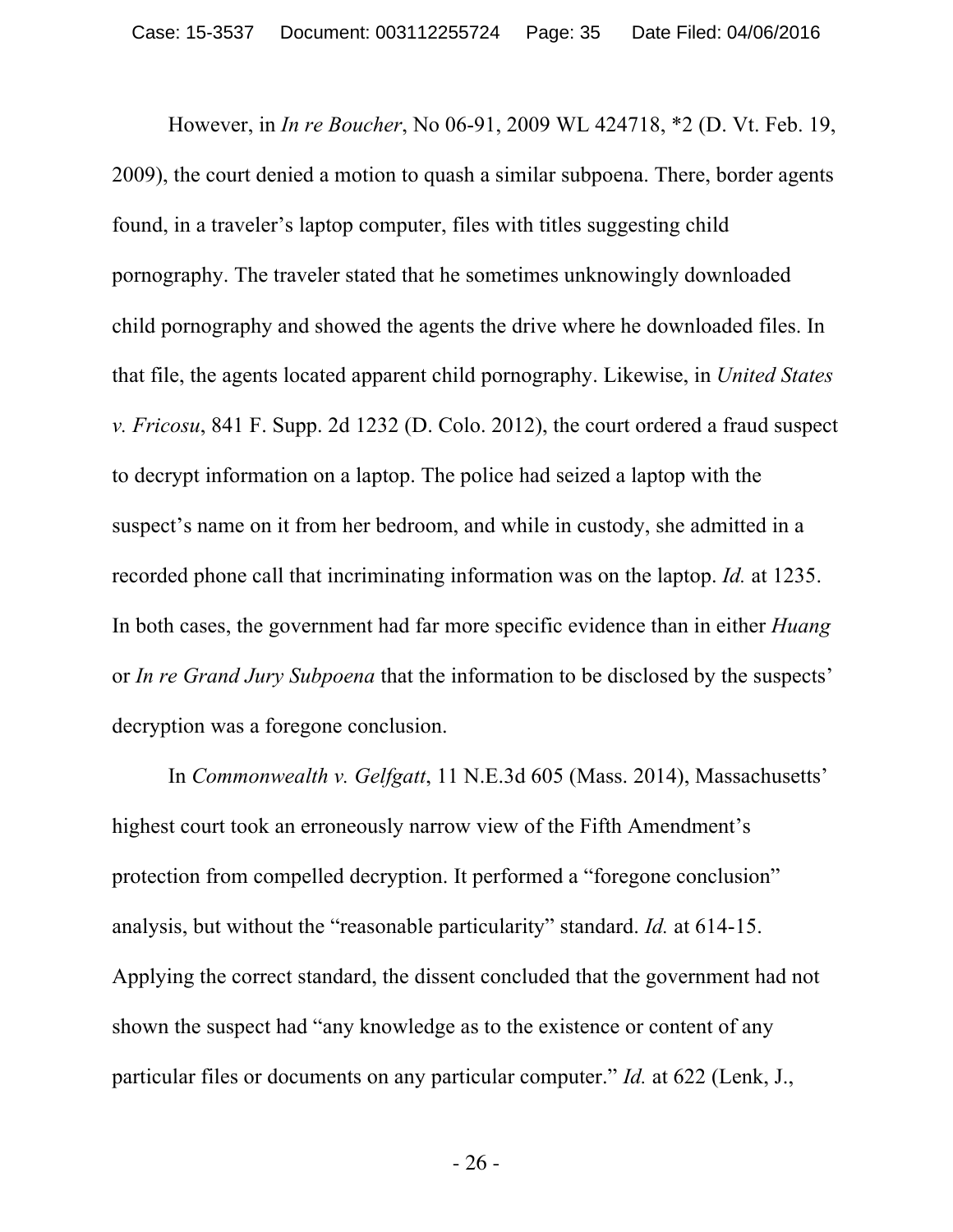However, in *In re Boucher*, No 06-91, 2009 WL 424718, *2 (D. Vt. Feb. 19, 2009), the court denied a motion to quash a similar subpoena. There, border agents found, in a traveler's laptop computer, files with titles suggesting child pornography. The traveler stated that he sometimes unknowingly downloaded child pornography and showed the agents the drive where he downloaded files. In that file, the agents located apparent child pornography. Likewise, in *United States v. Fricosu*, 841 F. Supp. 2d 1232 (D. Colo. 2012), the court ordered a fraud suspect to decrypt information on a laptop. The police had seized a laptop with the suspect's name on it from her bedroom, and while in custody, she admitted in a recorded phone call that incriminating information was on the laptop. *Id.* at 1235. In both cases, the government had far more specific evidence than in either *Huang* or *In re Grand Jury Subpoena* that the information to be disclosed by the suspects' decryption was a foregone conclusion.

In *Commonwealth v. Gelfgatt*, 11 N.E.3d 605 (Mass. 2014), Massachusetts' highest court took an erroneously narrow view of the Fifth Amendment's protection from compelled decryption. It performed a "foregone conclusion" analysis, but without the "reasonable particularity" standard. *Id.* at 614-15. Applying the correct standard, the dissent concluded that the government had not shown the suspect had "any knowledge as to the existence or content of any particular files or documents on any particular computer." *Id.* at 622 (Lenk, J.,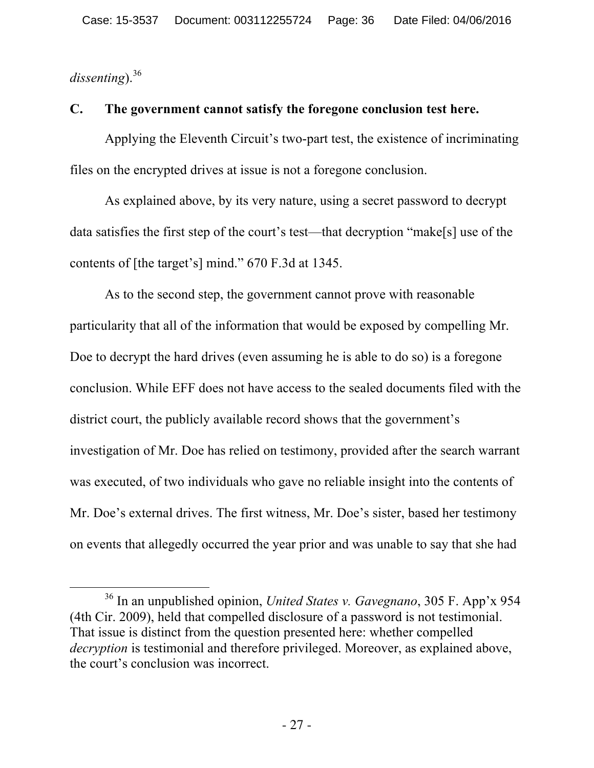*dissenting*).[36]

**C. The government cannot satisfy the foregone conclusion test here.**

Applying the Eleventh Circuit's two-part test, the existence of incriminating files on the encrypted drives at issue is not a foregone conclusion.

As explained above, by its very nature, using a secret password to decrypt data satisfies the first step of the court's test—that decryption "make[s] use of the contents of [the target's] mind." 670 F.3d at 1345.

As to the second step, the government cannot prove with reasonable particularity that all of the information that would be exposed by compelling Mr. Doe to decrypt the hard drives (even assuming he is able to do so) is a foregone conclusion. While EFF does not have access to the sealed documents filed with the district court, the publicly available record shows that the government's investigation of Mr. Doe has relied on testimony, provided after the search warrant was executed, of two individuals who gave no reliable insight into the contents of Mr. Doe's external drives. The first witness, Mr. Doe's sister, based her testimony on events that allegedly occurred the year prior and was unable to say that she had

---

[36] In an unpublished opinion, *United States v. Gavegnano*, 305 F. App'x 954 (4th Cir. 2009), held that compelled disclosure of a password is not testimonial. That issue is distinct from the question presented here: whether compelled *decryption* is testimonial and therefore privileged. Moreover, as explained above, the court's conclusion was incorrect.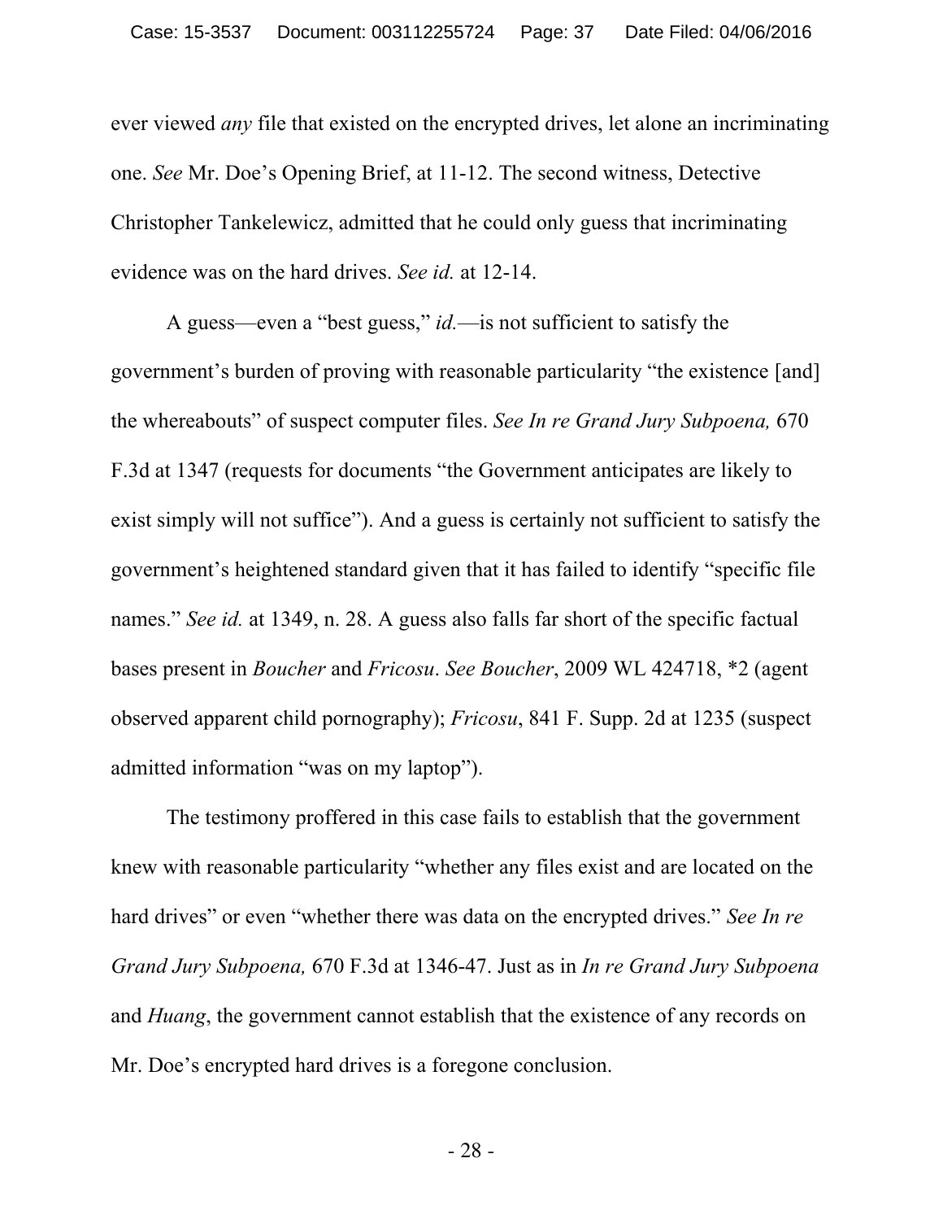ever viewed *any* file that existed on the encrypted drives, let alone an incriminating one. *See* Mr. Doe's Opening Brief, at 11-12. The second witness, Detective Christopher Tankelewicz, admitted that he could only guess that incriminating evidence was on the hard drives. *See id.* at 12-14.

A guess—even a "best guess," *id.*—is not sufficient to satisfy the government's burden of proving with reasonable particularity "the existence [and] the whereabouts" of suspect computer files. *See In re Grand Jury Subpoena,* 670 F.3d at 1347 (requests for documents "the Government anticipates are likely to exist simply will not suffice"). And a guess is certainly not sufficient to satisfy the government's heightened standard given that it has failed to identify "specific file names." *See id.* at 1349, n. 28. A guess also falls far short of the specific factual bases present in *Boucher* and *Fricosu*. *See Boucher*, 2009 WL 424718, *2 (agent observed apparent child pornography); *Fricosu*, 841 F. Supp. 2d at 1235 (suspect admitted information "was on my laptop").

The testimony proffered in this case fails to establish that the government knew with reasonable particularity "whether any files exist and are located on the hard drives" or even "whether there was data on the encrypted drives." *See In re Grand Jury Subpoena,* 670 F.3d at 1346-47. Just as in *In re Grand Jury Subpoena* and *Huang*, the government cannot establish that the existence of any records on Mr. Doe's encrypted hard drives is a foregone conclusion.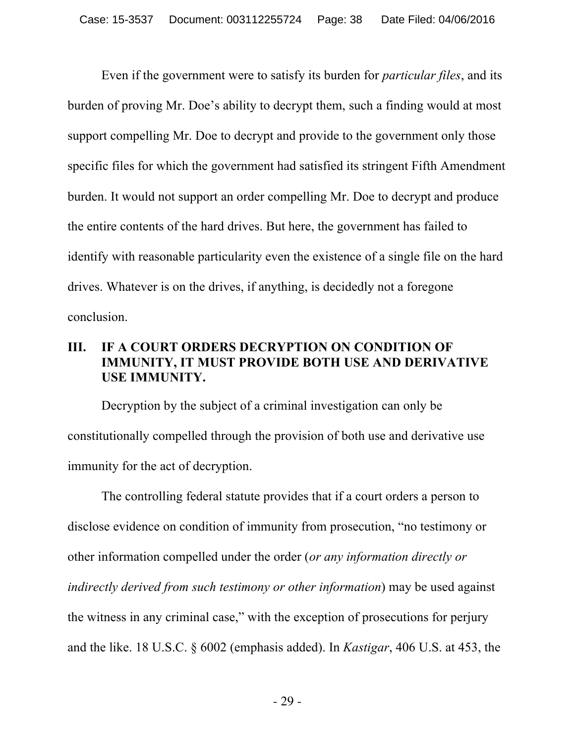Even if the government were to satisfy its burden for *particular files*, and its burden of proving Mr. Doe's ability to decrypt them, such a finding would at most support compelling Mr. Doe to decrypt and provide to the government only those specific files for which the government had satisfied its stringent Fifth Amendment burden. It would not support an order compelling Mr. Doe to decrypt and produce the entire contents of the hard drives. But here, the government has failed to identify with reasonable particularity even the existence of a single file on the hard drives. Whatever is on the drives, if anything, is decidedly not a foregone conclusion.

## III. IF A COURT ORDERS DECRYPTION ON CONDITION OF IMMUNITY, IT MUST PROVIDE BOTH USE AND DERIVATIVE USE IMMUNITY.

Decryption by the subject of a criminal investigation can only be constitutionally compelled through the provision of both use and derivative use immunity for the act of decryption.

The controlling federal statute provides that if a court orders a person to disclose evidence on condition of immunity from prosecution, "no testimony or other information compelled under the order (*or any information directly or indirectly derived from such testimony or other information*) may be used against the witness in any criminal case," with the exception of prosecutions for perjury and the like. 18 U.S.C. § 6002 (emphasis added). In *Kastigar*, 406 U.S. at 453, the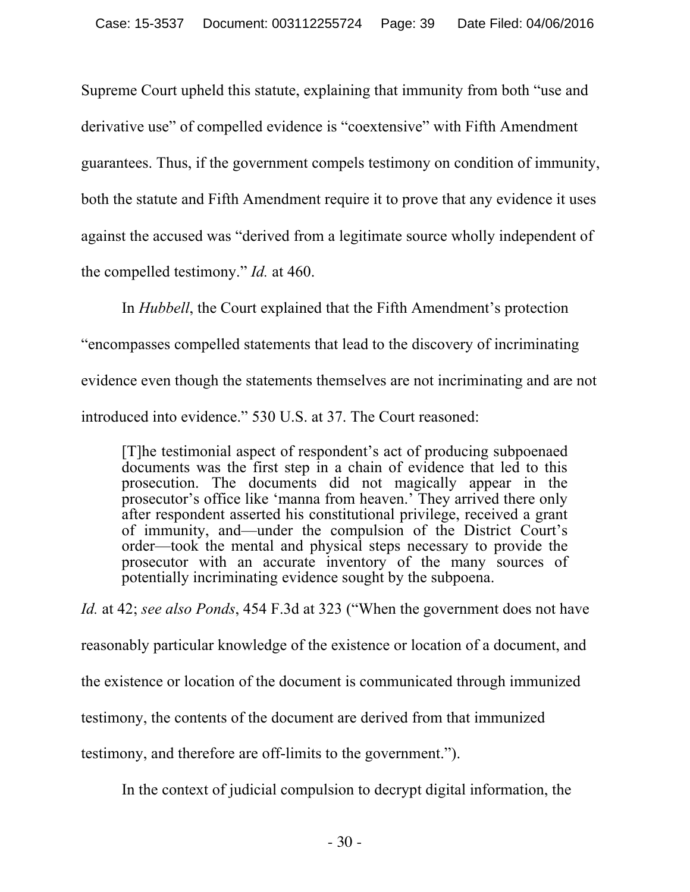Supreme Court upheld this statute, explaining that immunity from both "use and derivative use" of compelled evidence is "coextensive" with Fifth Amendment guarantees. Thus, if the government compels testimony on condition of immunity, both the statute and Fifth Amendment require it to prove that any evidence it uses against the accused was "derived from a legitimate source wholly independent of the compelled testimony." *Id.* at 460.

In *Hubbell*, the Court explained that the Fifth Amendment's protection "encompasses compelled statements that lead to the discovery of incriminating evidence even though the statements themselves are not incriminating and are not introduced into evidence." 530 U.S. at 37. The Court reasoned:

> [T]he testimonial aspect of respondent's act of producing subpoenaed documents was the first step in a chain of evidence that led to this prosecution. The documents did not magically appear in the prosecutor's office like 'manna from heaven.' They arrived there only after respondent asserted his constitutional privilege, received a grant of immunity, and—under the compulsion of the District Court's order—took the mental and physical steps necessary to provide the prosecutor with an accurate inventory of the many sources of potentially incriminating evidence sought by the subpoena.

*Id.* at 42; *see also Ponds*, 454 F.3d at 323 ("When the government does not have reasonably particular knowledge of the existence or location of a document, and the existence or location of the document is communicated through immunized testimony, the contents of the document are derived from that immunized testimony, and therefore are off-limits to the government.").

In the context of judicial compulsion to decrypt digital information, the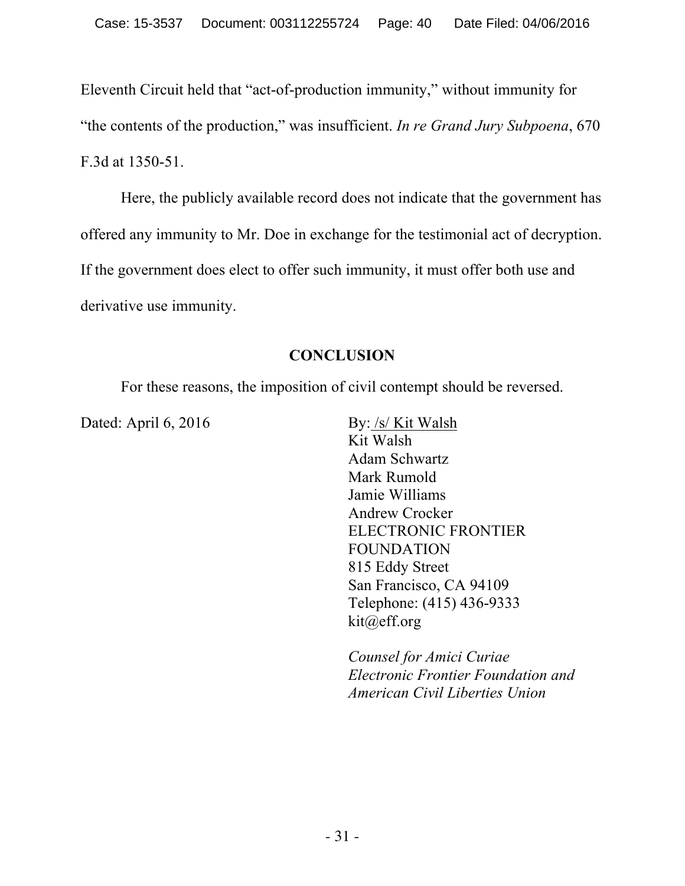Eleventh Circuit held that "act-of-production immunity," without immunity for "the contents of the production," was insufficient. *In re Grand Jury Subpoena*, 670 F.3d at 1350-51.

Here, the publicly available record does not indicate that the government has offered any immunity to Mr. Doe in exchange for the testimonial act of decryption. If the government does elect to offer such immunity, it must offer both use and derivative use immunity.

## CONCLUSION

For these reasons, the imposition of civil contempt should be reversed.

Dated: April 6, 2016

By: /s/ Kit Walsh
Kit Walsh
Adam Schwartz
Mark Rumold
Jamie Williams
Andrew Crocker
ELECTRONIC FRONTIER FOUNDATION
815 Eddy Street
San Francisco, CA 94109
Telephone: (415) 436-9333
kit@eff.org

*Counsel for Amici Curiae Electronic Frontier Foundation and American Civil Liberties Union*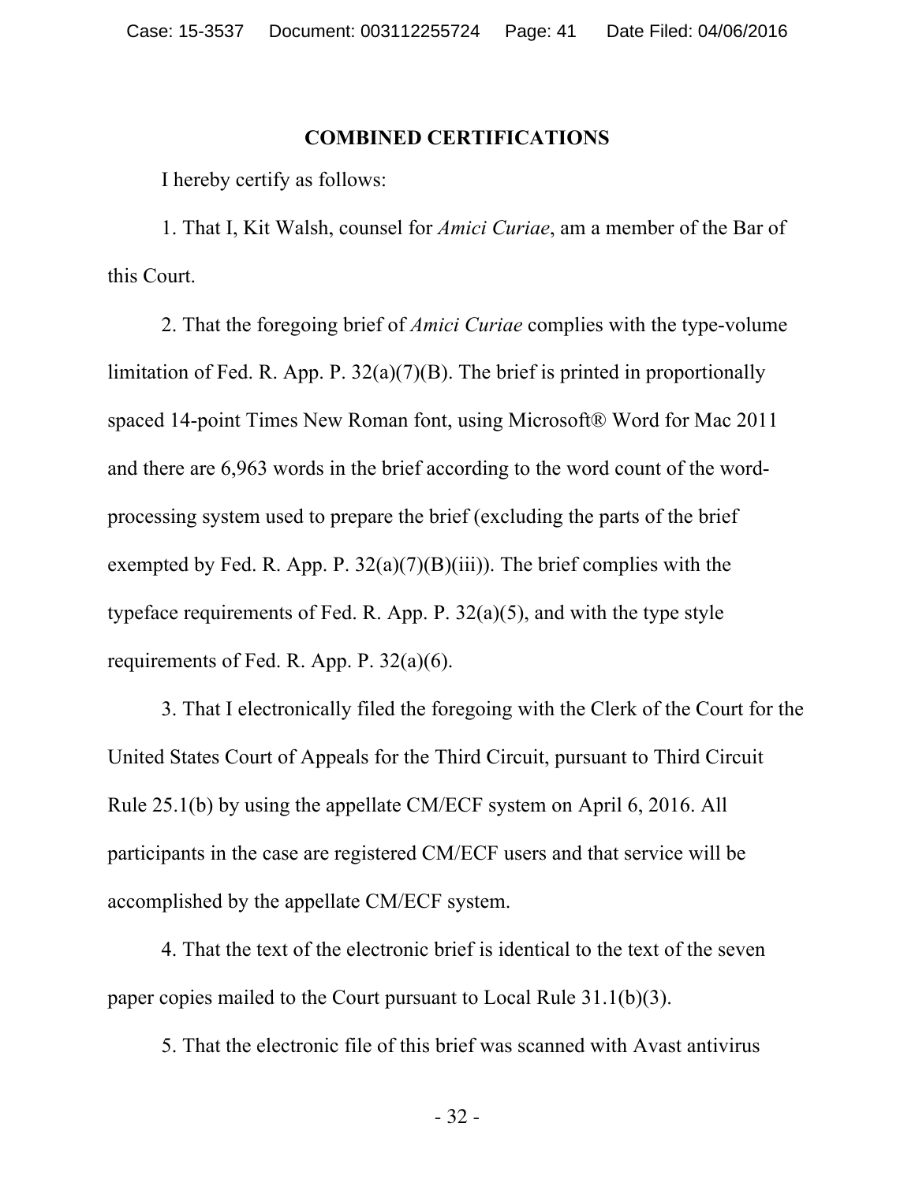## COMBINED CERTIFICATIONS

I hereby certify as follows:

1. That I, Kit Walsh, counsel for *Amici Curiae*, am a member of the Bar of this Court.

2. That the foregoing brief of *Amici Curiae* complies with the type-volume limitation of Fed. R. App. P. 32(a)(7)(B). The brief is printed in proportionally spaced 14-point Times New Roman font, using Microsoft® Word for Mac 2011 and there are 6,963 words in the brief according to the word count of the word-processing system used to prepare the brief (excluding the parts of the brief exempted by Fed. R. App. P. 32(a)(7)(B)(iii)). The brief complies with the typeface requirements of Fed. R. App. P. 32(a)(5), and with the type style requirements of Fed. R. App. P. 32(a)(6).

3. That I electronically filed the foregoing with the Clerk of the Court for the United States Court of Appeals for the Third Circuit, pursuant to Third Circuit Rule 25.1(b) by using the appellate CM/ECF system on April 6, 2016. All participants in the case are registered CM/ECF users and that service will be accomplished by the appellate CM/ECF system.

4. That the text of the electronic brief is identical to the text of the seven paper copies mailed to the Court pursuant to Local Rule 31.1(b)(3).

5. That the electronic file of this brief was scanned with Avast antivirus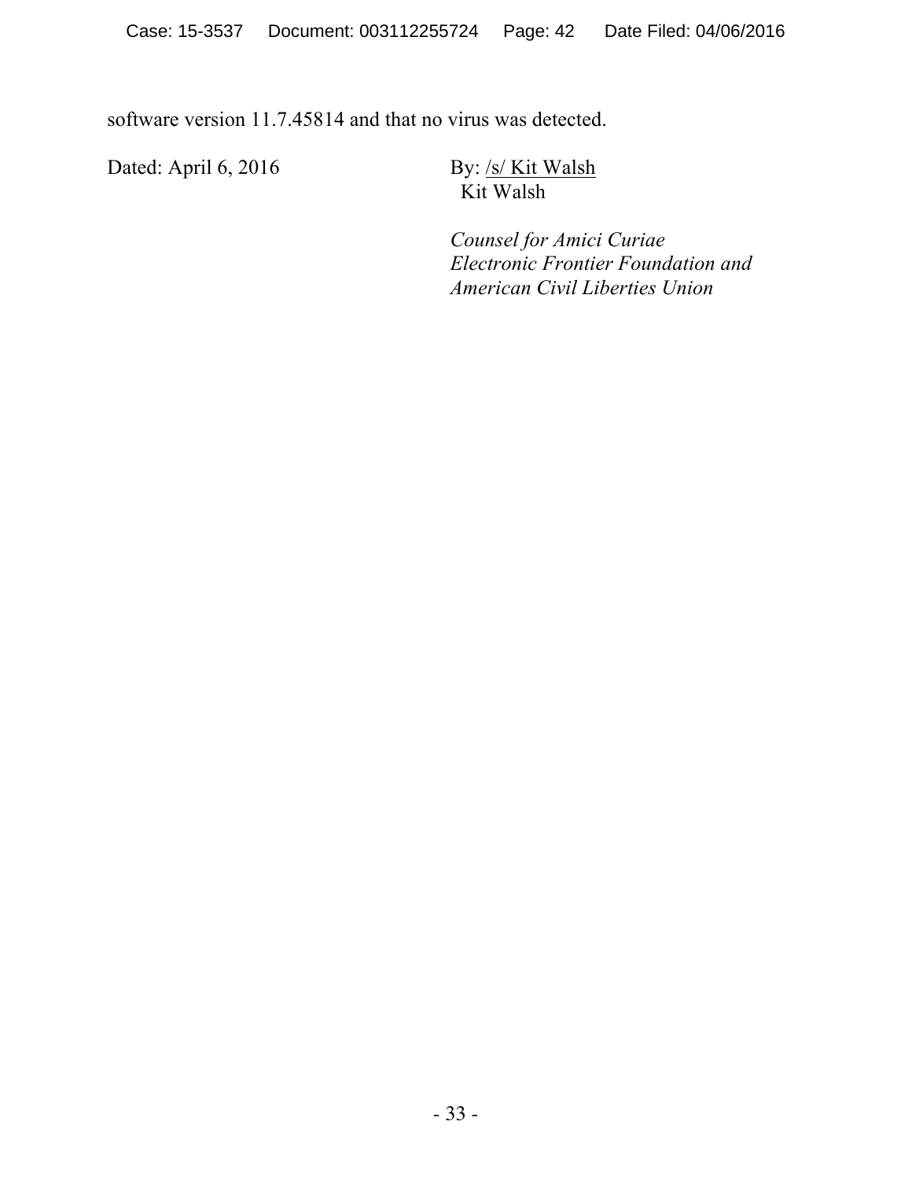software version 11.7.45814 and that no virus was detected.

Dated: April 6, 2016

By: /s/ Kit Walsh
Kit Walsh

*Counsel for Amici Curiae*
*Electronic Frontier Foundation and*
*American Civil Liberties Union*